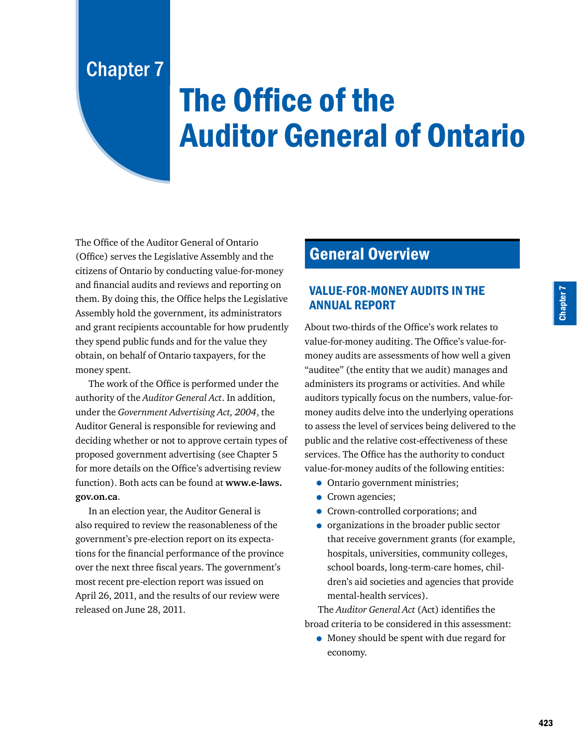# Chapter 7

# The Office of the Auditor General of Ontario

The Office of the Auditor General of Ontario (Office) serves the Legislative Assembly and the citizens of Ontario by conducting value-for-money and financial audits and reviews and reporting on them. By doing this, the Office helps the Legislative Assembly hold the government, its administrators and grant recipients accountable for how prudently they spend public funds and for the value they obtain, on behalf of Ontario taxpayers, for the money spent.

The work of the Office is performed under the authority of the *Auditor General Act*. In addition, under the *Government Advertising Act, 2004*, the Auditor General is responsible for reviewing and deciding whether or not to approve certain types of proposed government advertising (see Chapter 5 for more details on the Office's advertising review function). Both acts can be found at **www.e-laws.gov.on.ca**.

In an election year, the Auditor General is also required to review the reasonableness of the government's pre-election report on its expectations for the financial performance of the province over the next three fiscal years. The government's most recent pre-election report was issued on April 26, 2011, and the results of our review were released on June 28, 2011.

## General Overview

### VALUE-FOR-MONEY AUDITS IN THE ANNUAL REPORT

About two-thirds of the Office's work relates to value-for-money auditing. The Office's value-for-money audits are assessments of how well a given "auditee" (the entity that we audit) manages and administers its programs or activities. And while auditors typically focus on the numbers, value-for-money audits delve into the underlying operations to assess the level of services being delivered to the public and the relative cost-effectiveness of these services. The Office has the authority to conduct value-for-money audits of the following entities:

- Ontario government ministries;
- Crown agencies;
- Crown-controlled corporations; and
- organizations in the broader public sector that receive government grants (for example, hospitals, universities, community colleges, school boards, long-term-care homes, children's aid societies and agencies that provide mental-health services).

The *Auditor General Act* (Act) identifies the broad criteria to be considered in this assessment:

- Money should be spent with due regard for economy.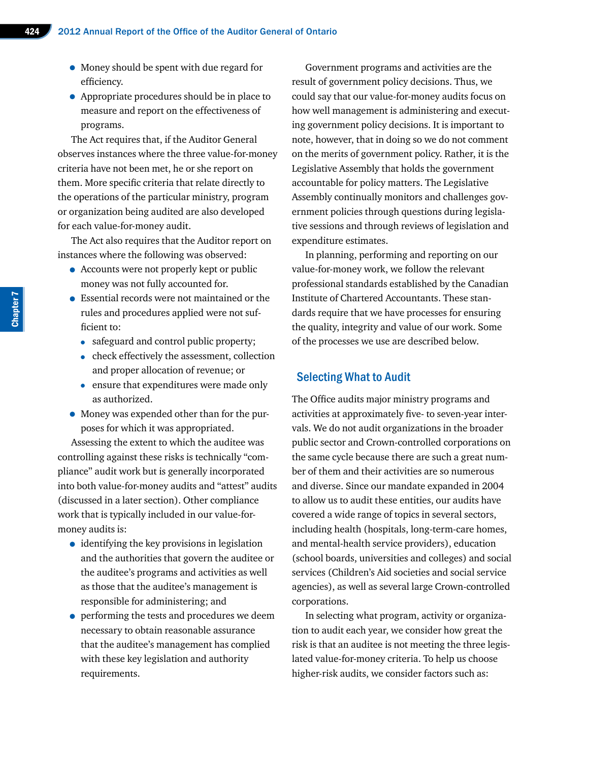- Money should be spent with due regard for efficiency.
- Appropriate procedures should be in place to measure and report on the effectiveness of programs.

The Act requires that, if the Auditor General observes instances where the three value-for-money criteria have not been met, he or she report on them. More specific criteria that relate directly to the operations of the particular ministry, program or organization being audited are also developed for each value-for-money audit.

The Act also requires that the Auditor report on instances where the following was observed:

- Accounts were not properly kept or public money was not fully accounted for.
- Essential records were not maintained or the rules and procedures applied were not sufficient to:
  - safeguard and control public property;
  - check effectively the assessment, collection and proper allocation of revenue; or
  - ensure that expenditures were made only as authorized.
- Money was expended other than for the purposes for which it was appropriated.

Assessing the extent to which the auditee was controlling against these risks is technically "compliance" audit work but is generally incorporated into both value-for-money audits and "attest" audits (discussed in a later section). Other compliance work that is typically included in our value-for-money audits is:

- identifying the key provisions in legislation and the authorities that govern the auditee or the auditee's programs and activities as well as those that the auditee's management is responsible for administering; and
- performing the tests and procedures we deem necessary to obtain reasonable assurance that the auditee's management has complied with these key legislation and authority requirements.

Government programs and activities are the result of government policy decisions. Thus, we could say that our value-for-money audits focus on how well management is administering and executing government policy decisions. It is important to note, however, that in doing so we do not comment on the merits of government policy. Rather, it is the Legislative Assembly that holds the government accountable for policy matters. The Legislative Assembly continually monitors and challenges government policies through questions during legislative sessions and through reviews of legislation and expenditure estimates.

In planning, performing and reporting on our value-for-money work, we follow the relevant professional standards established by the Canadian Institute of Chartered Accountants. These standards require that we have processes for ensuring the quality, integrity and value of our work. Some of the processes we use are described below.

## Selecting What to Audit

The Office audits major ministry programs and activities at approximately five- to seven-year intervals. We do not audit organizations in the broader public sector and Crown-controlled corporations on the same cycle because there are such a great number of them and their activities are so numerous and diverse. Since our mandate expanded in 2004 to allow us to audit these entities, our audits have covered a wide range of topics in several sectors, including health (hospitals, long-term-care homes, and mental-health service providers), education (school boards, universities and colleges) and social services (Children's Aid societies and social service agencies), as well as several large Crown-controlled corporations.

In selecting what program, activity or organization to audit each year, we consider how great the risk is that an auditee is not meeting the three legislated value-for-money criteria. To help us choose higher-risk audits, we consider factors such as: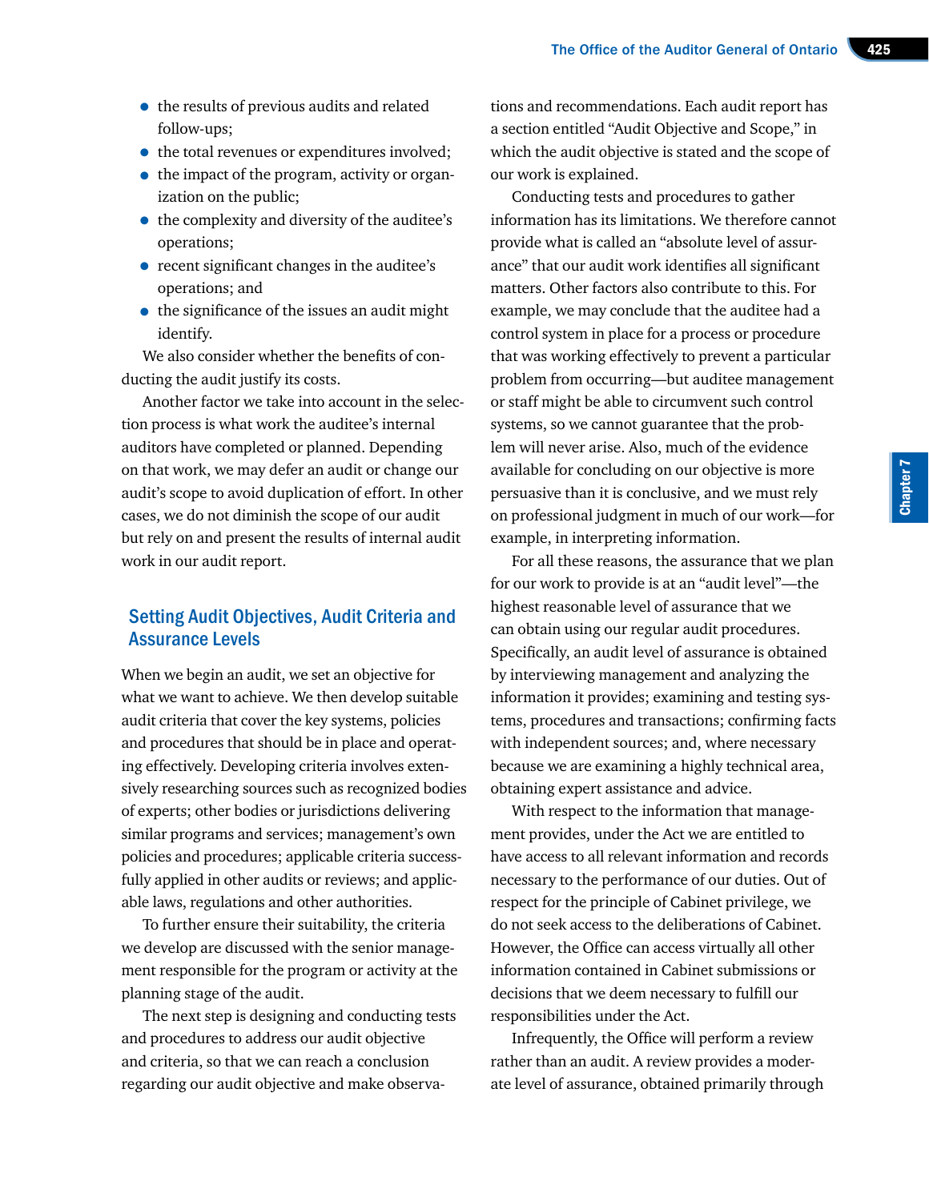- the results of previous audits and related follow-ups;
- the total revenues or expenditures involved;
- the impact of the program, activity or organization on the public;
- the complexity and diversity of the auditee's operations;
- recent significant changes in the auditee's operations; and
- the significance of the issues an audit might identify.

We also consider whether the benefits of conducting the audit justify its costs.

Another factor we take into account in the selection process is what work the auditee's internal auditors have completed or planned. Depending on that work, we may defer an audit or change our audit's scope to avoid duplication of effort. In other cases, we do not diminish the scope of our audit but rely on and present the results of internal audit work in our audit report.

## Setting Audit Objectives, Audit Criteria and Assurance Levels

When we begin an audit, we set an objective for what we want to achieve. We then develop suitable audit criteria that cover the key systems, policies and procedures that should be in place and operating effectively. Developing criteria involves extensively researching sources such as recognized bodies of experts; other bodies or jurisdictions delivering similar programs and services; management's own policies and procedures; applicable criteria successfully applied in other audits or reviews; and applicable laws, regulations and other authorities.

To further ensure their suitability, the criteria we develop are discussed with the senior management responsible for the program or activity at the planning stage of the audit.

The next step is designing and conducting tests and procedures to address our audit objective and criteria, so that we can reach a conclusion regarding our audit objective and make observations and recommendations. Each audit report has a section entitled "Audit Objective and Scope," in which the audit objective is stated and the scope of our work is explained.

Conducting tests and procedures to gather information has its limitations. We therefore cannot provide what is called an "absolute level of assurance" that our audit work identifies all significant matters. Other factors also contribute to this. For example, we may conclude that the auditee had a control system in place for a process or procedure that was working effectively to prevent a particular problem from occurring—but auditee management or staff might be able to circumvent such control systems, so we cannot guarantee that the problem will never arise. Also, much of the evidence available for concluding on our objective is more persuasive than it is conclusive, and we must rely on professional judgment in much of our work—for example, in interpreting information.

For all these reasons, the assurance that we plan for our work to provide is at an "audit level"—the highest reasonable level of assurance that we can obtain using our regular audit procedures. Specifically, an audit level of assurance is obtained by interviewing management and analyzing the information it provides; examining and testing systems, procedures and transactions; confirming facts with independent sources; and, where necessary because we are examining a highly technical area, obtaining expert assistance and advice.

With respect to the information that management provides, under the Act we are entitled to have access to all relevant information and records necessary to the performance of our duties. Out of respect for the principle of Cabinet privilege, we do not seek access to the deliberations of Cabinet. However, the Office can access virtually all other information contained in Cabinet submissions or decisions that we deem necessary to fulfill our responsibilities under the Act.

Infrequently, the Office will perform a review rather than an audit. A review provides a moderate level of assurance, obtained primarily through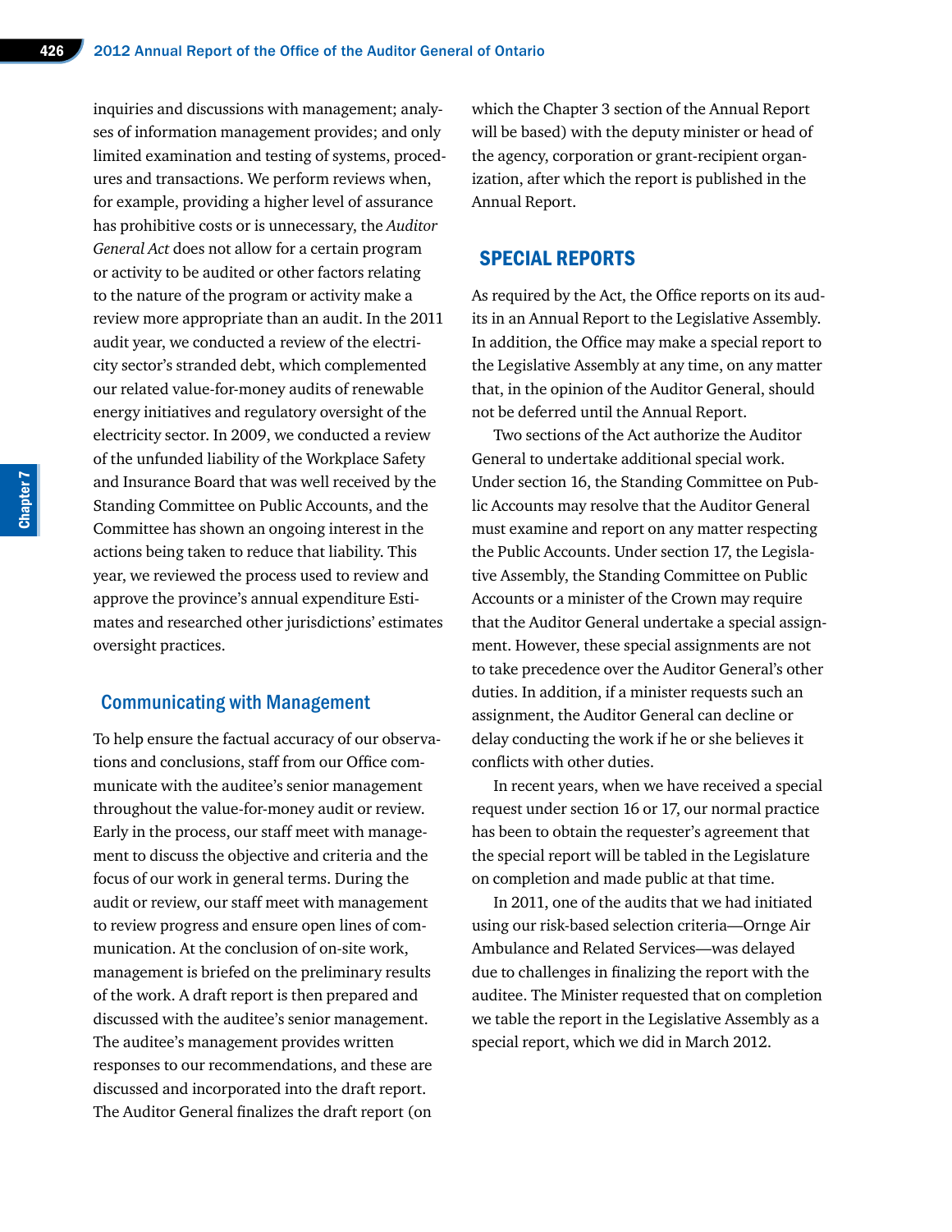inquiries and discussions with management; analyses of information management provides; and only limited examination and testing of systems, procedures and transactions. We perform reviews when, for example, providing a higher level of assurance has prohibitive costs or is unnecessary, the *Auditor General Act* does not allow for a certain program or activity to be audited or other factors relating to the nature of the program or activity make a review more appropriate than an audit. In the 2011 audit year, we conducted a review of the electricity sector's stranded debt, which complemented our related value-for-money audits of renewable energy initiatives and regulatory oversight of the electricity sector. In 2009, we conducted a review of the unfunded liability of the Workplace Safety and Insurance Board that was well received by the Standing Committee on Public Accounts, and the Committee has shown an ongoing interest in the actions being taken to reduce that liability. This year, we reviewed the process used to review and approve the province's annual expenditure Estimates and researched other jurisdictions' estimates oversight practices.

### Communicating with Management

To help ensure the factual accuracy of our observations and conclusions, staff from our Office communicate with the auditee's senior management throughout the value-for-money audit or review. Early in the process, our staff meet with management to discuss the objective and criteria and the focus of our work in general terms. During the audit or review, our staff meet with management to review progress and ensure open lines of communication. At the conclusion of on-site work, management is briefed on the preliminary results of the work. A draft report is then prepared and discussed with the auditee's senior management. The auditee's management provides written responses to our recommendations, and these are discussed and incorporated into the draft report. The Auditor General finalizes the draft report (on which the Chapter 3 section of the Annual Report will be based) with the deputy minister or head of the agency, corporation or grant-recipient organization, after which the report is published in the Annual Report.

## SPECIAL REPORTS

As required by the Act, the Office reports on its audits in an Annual Report to the Legislative Assembly. In addition, the Office may make a special report to the Legislative Assembly at any time, on any matter that, in the opinion of the Auditor General, should not be deferred until the Annual Report.

Two sections of the Act authorize the Auditor General to undertake additional special work. Under section 16, the Standing Committee on Public Accounts may resolve that the Auditor General must examine and report on any matter respecting the Public Accounts. Under section 17, the Legislative Assembly, the Standing Committee on Public Accounts or a minister of the Crown may require that the Auditor General undertake a special assignment. However, these special assignments are not to take precedence over the Auditor General's other duties. In addition, if a minister requests such an assignment, the Auditor General can decline or delay conducting the work if he or she believes it conflicts with other duties.

In recent years, when we have received a special request under section 16 or 17, our normal practice has been to obtain the requester's agreement that the special report will be tabled in the Legislature on completion and made public at that time.

In 2011, one of the audits that we had initiated using our risk-based selection criteria—Ornge Air Ambulance and Related Services—was delayed due to challenges in finalizing the report with the auditee. The Minister requested that on completion we table the report in the Legislative Assembly as a special report, which we did in March 2012.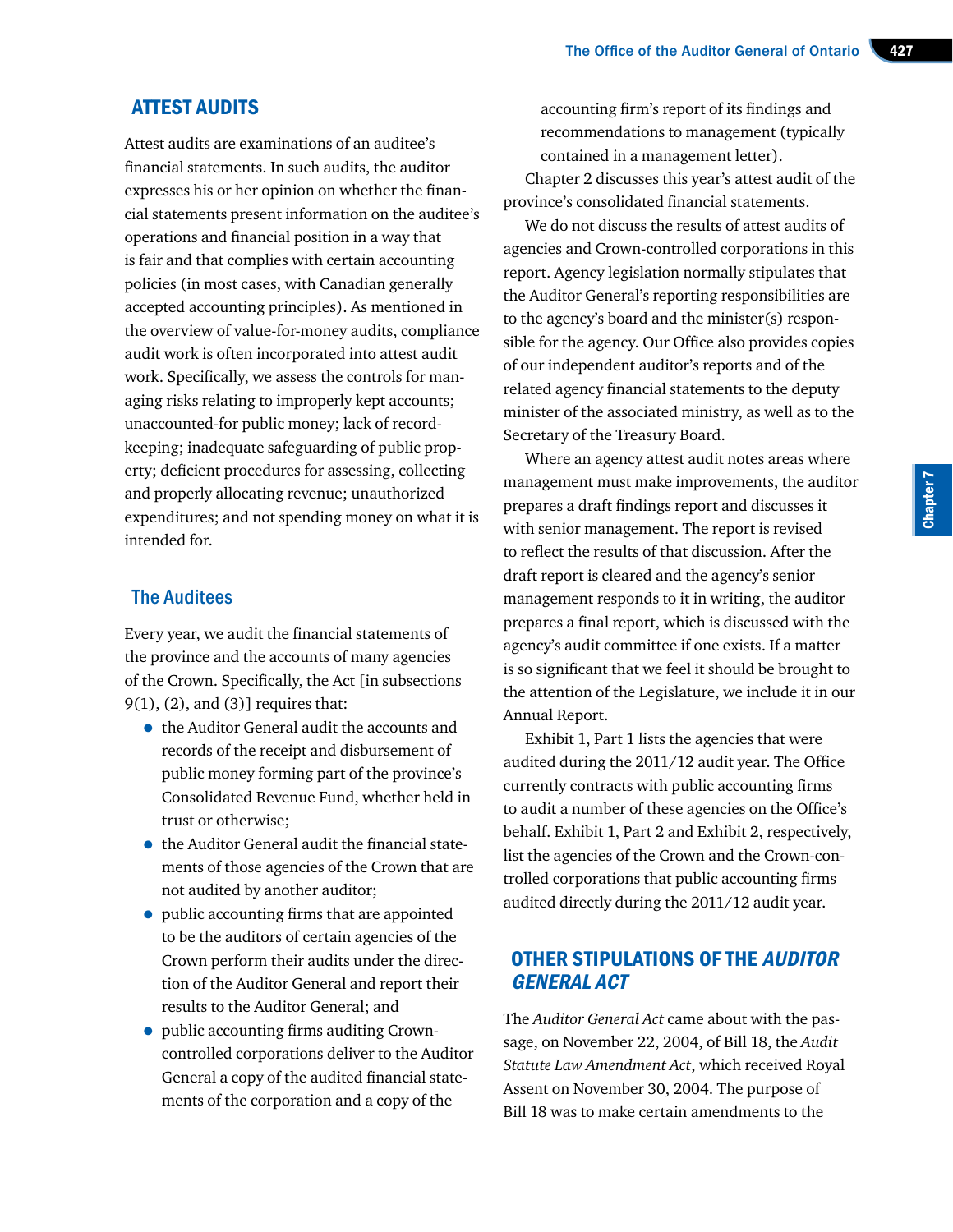## ATTEST AUDITS

Attest audits are examinations of an auditee's financial statements. In such audits, the auditor expresses his or her opinion on whether the financial statements present information on the auditee's operations and financial position in a way that is fair and that complies with certain accounting policies (in most cases, with Canadian generally accepted accounting principles). As mentioned in the overview of value-for-money audits, compliance audit work is often incorporated into attest audit work. Specifically, we assess the controls for managing risks relating to improperly kept accounts; unaccounted-for public money; lack of record-keeping; inadequate safeguarding of public property; deficient procedures for assessing, collecting and properly allocating revenue; unauthorized expenditures; and not spending money on what it is intended for.

### The Auditees

Every year, we audit the financial statements of the province and the accounts of many agencies of the Crown. Specifically, the Act [in subsections 9(1), (2), and (3)] requires that:

- the Auditor General audit the accounts and records of the receipt and disbursement of public money forming part of the province's Consolidated Revenue Fund, whether held in trust or otherwise;
- the Auditor General audit the financial statements of those agencies of the Crown that are not audited by another auditor;
- public accounting firms that are appointed to be the auditors of certain agencies of the Crown perform their audits under the direction of the Auditor General and report their results to the Auditor General; and
- public accounting firms auditing Crown-controlled corporations deliver to the Auditor General a copy of the audited financial statements of the corporation and a copy of the accounting firm's report of its findings and recommendations to management (typically contained in a management letter).

Chapter 2 discusses this year's attest audit of the province's consolidated financial statements.

We do not discuss the results of attest audits of agencies and Crown-controlled corporations in this report. Agency legislation normally stipulates that the Auditor General's reporting responsibilities are to the agency's board and the minister(s) responsible for the agency. Our Office also provides copies of our independent auditor's reports and of the related agency financial statements to the deputy minister of the associated ministry, as well as to the Secretary of the Treasury Board.

Where an agency attest audit notes areas where management must make improvements, the auditor prepares a draft findings report and discusses it with senior management. The report is revised to reflect the results of that discussion. After the draft report is cleared and the agency's senior management responds to it in writing, the auditor prepares a final report, which is discussed with the agency's audit committee if one exists. If a matter is so significant that we feel it should be brought to the attention of the Legislature, we include it in our Annual Report.

Exhibit 1, Part 1 lists the agencies that were audited during the 2011/12 audit year. The Office currently contracts with public accounting firms to audit a number of these agencies on the Office's behalf. Exhibit 1, Part 2 and Exhibit 2, respectively, list the agencies of the Crown and the Crown-controlled corporations that public accounting firms audited directly during the 2011/12 audit year.

## OTHER STIPULATIONS OF THE *AUDITOR GENERAL ACT*

The *Auditor General Act* came about with the passage, on November 22, 2004, of Bill 18, the *Audit Statute Law Amendment Act*, which received Royal Assent on November 30, 2004. The purpose of Bill 18 was to make certain amendments to the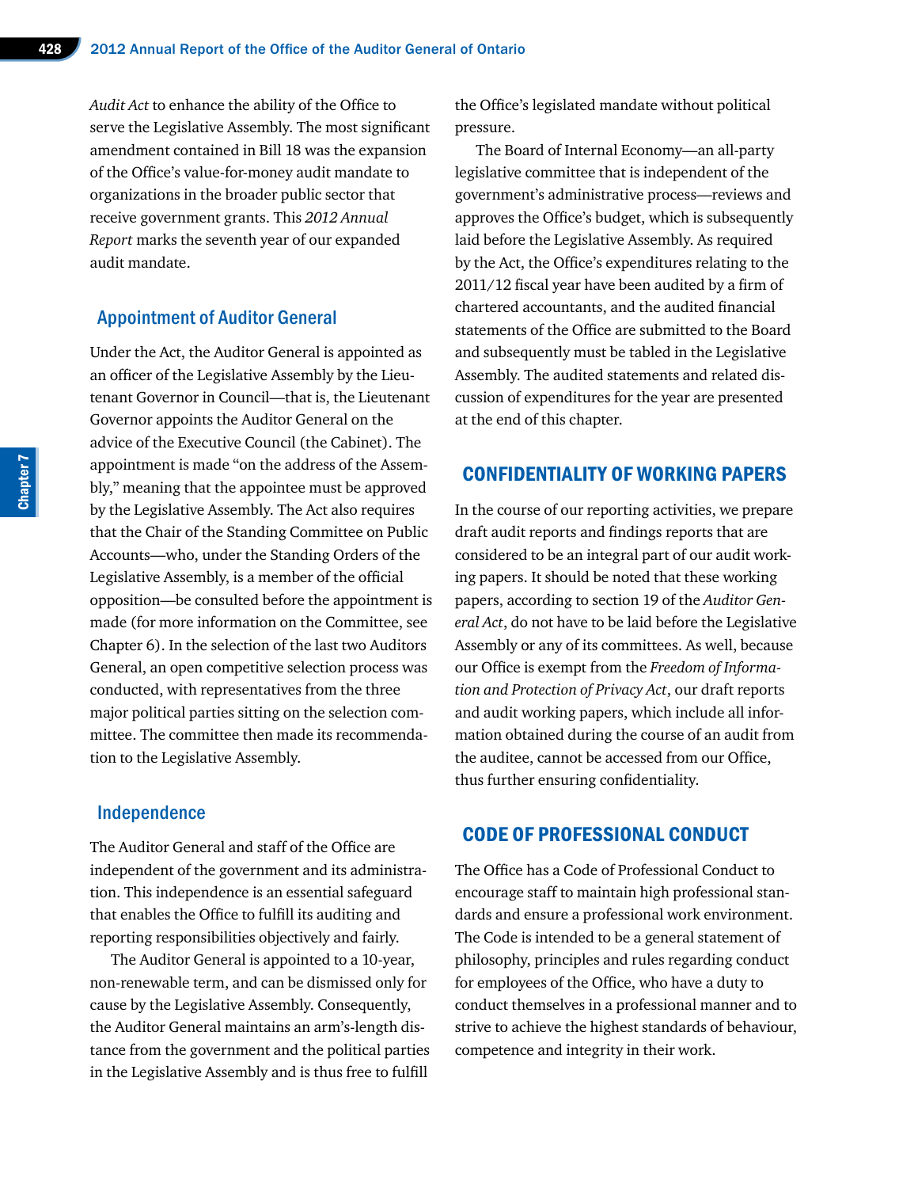*Audit Act* to enhance the ability of the Office to serve the Legislative Assembly. The most significant amendment contained in Bill 18 was the expansion of the Office's value-for-money audit mandate to organizations in the broader public sector that receive government grants. This *2012 Annual Report* marks the seventh year of our expanded audit mandate.

### Appointment of Auditor General

Under the Act, the Auditor General is appointed as an officer of the Legislative Assembly by the Lieutenant Governor in Council—that is, the Lieutenant Governor appoints the Auditor General on the advice of the Executive Council (the Cabinet). The appointment is made "on the address of the Assembly," meaning that the appointee must be approved by the Legislative Assembly. The Act also requires that the Chair of the Standing Committee on Public Accounts—who, under the Standing Orders of the Legislative Assembly, is a member of the official opposition—be consulted before the appointment is made (for more information on the Committee, see Chapter 6). In the selection of the last two Auditors General, an open competitive selection process was conducted, with representatives from the three major political parties sitting on the selection committee. The committee then made its recommendation to the Legislative Assembly.

### Independence

The Auditor General and staff of the Office are independent of the government and its administration. This independence is an essential safeguard that enables the Office to fulfill its auditing and reporting responsibilities objectively and fairly.

The Auditor General is appointed to a 10-year, non-renewable term, and can be dismissed only for cause by the Legislative Assembly. Consequently, the Auditor General maintains an arm's-length distance from the government and the political parties in the Legislative Assembly and is thus free to fulfill the Office's legislated mandate without political pressure.

The Board of Internal Economy—an all-party legislative committee that is independent of the government's administrative process—reviews and approves the Office's budget, which is subsequently laid before the Legislative Assembly. As required by the Act, the Office's expenditures relating to the 2011/12 fiscal year have been audited by a firm of chartered accountants, and the audited financial statements of the Office are submitted to the Board and subsequently must be tabled in the Legislative Assembly. The audited statements and related discussion of expenditures for the year are presented at the end of this chapter.

## CONFIDENTIALITY OF WORKING PAPERS

In the course of our reporting activities, we prepare draft audit reports and findings reports that are considered to be an integral part of our audit working papers. It should be noted that these working papers, according to section 19 of the *Auditor General Act*, do not have to be laid before the Legislative Assembly or any of its committees. As well, because our Office is exempt from the *Freedom of Information and Protection of Privacy Act*, our draft reports and audit working papers, which include all information obtained during the course of an audit from the auditee, cannot be accessed from our Office, thus further ensuring confidentiality.

## CODE OF PROFESSIONAL CONDUCT

The Office has a Code of Professional Conduct to encourage staff to maintain high professional standards and ensure a professional work environment. The Code is intended to be a general statement of philosophy, principles and rules regarding conduct for employees of the Office, who have a duty to conduct themselves in a professional manner and to strive to achieve the highest standards of behaviour, competence and integrity in their work.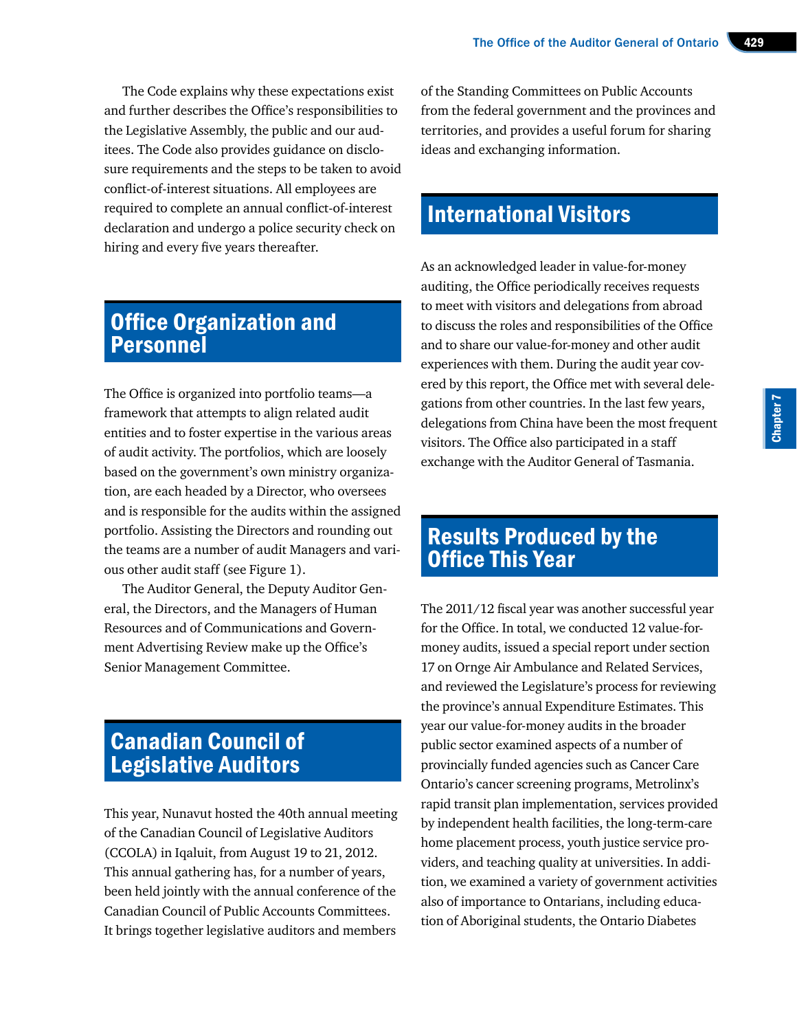The Code explains why these expectations exist and further describes the Office's responsibilities to the Legislative Assembly, the public and our auditees. The Code also provides guidance on disclosure requirements and the steps to be taken to avoid conflict-of-interest situations. All employees are required to complete an annual conflict-of-interest declaration and undergo a police security check on hiring and every five years thereafter.

## Office Organization and Personnel

The Office is organized into portfolio teams—a framework that attempts to align related audit entities and to foster expertise in the various areas of audit activity. The portfolios, which are loosely based on the government's own ministry organization, are each headed by a Director, who oversees and is responsible for the audits within the assigned portfolio. Assisting the Directors and rounding out the teams are a number of audit Managers and various other audit staff (see Figure 1).

The Auditor General, the Deputy Auditor General, the Directors, and the Managers of Human Resources and of Communications and Government Advertising Review make up the Office's Senior Management Committee.

## Canadian Council of Legislative Auditors

This year, Nunavut hosted the 40th annual meeting of the Canadian Council of Legislative Auditors (CCOLA) in Iqaluit, from August 19 to 21, 2012. This annual gathering has, for a number of years, been held jointly with the annual conference of the Canadian Council of Public Accounts Committees. It brings together legislative auditors and members of the Standing Committees on Public Accounts from the federal government and the provinces and territories, and provides a useful forum for sharing ideas and exchanging information.

## International Visitors

As an acknowledged leader in value-for-money auditing, the Office periodically receives requests to meet with visitors and delegations from abroad to discuss the roles and responsibilities of the Office and to share our value-for-money and other audit experiences with them. During the audit year covered by this report, the Office met with several delegations from other countries. In the last few years, delegations from China have been the most frequent visitors. The Office also participated in a staff exchange with the Auditor General of Tasmania.

## Results Produced by the Office This Year

The 2011/12 fiscal year was another successful year for the Office. In total, we conducted 12 value-for-money audits, issued a special report under section 17 on Ornge Air Ambulance and Related Services, and reviewed the Legislature's process for reviewing the province's annual Expenditure Estimates. This year our value-for-money audits in the broader public sector examined aspects of a number of provincially funded agencies such as Cancer Care Ontario's cancer screening programs, Metrolinx's rapid transit plan implementation, services provided by independent health facilities, the long-term-care home placement process, youth justice service providers, and teaching quality at universities. In addition, we examined a variety of government activities also of importance to Ontarians, including education of Aboriginal students, the Ontario Diabetes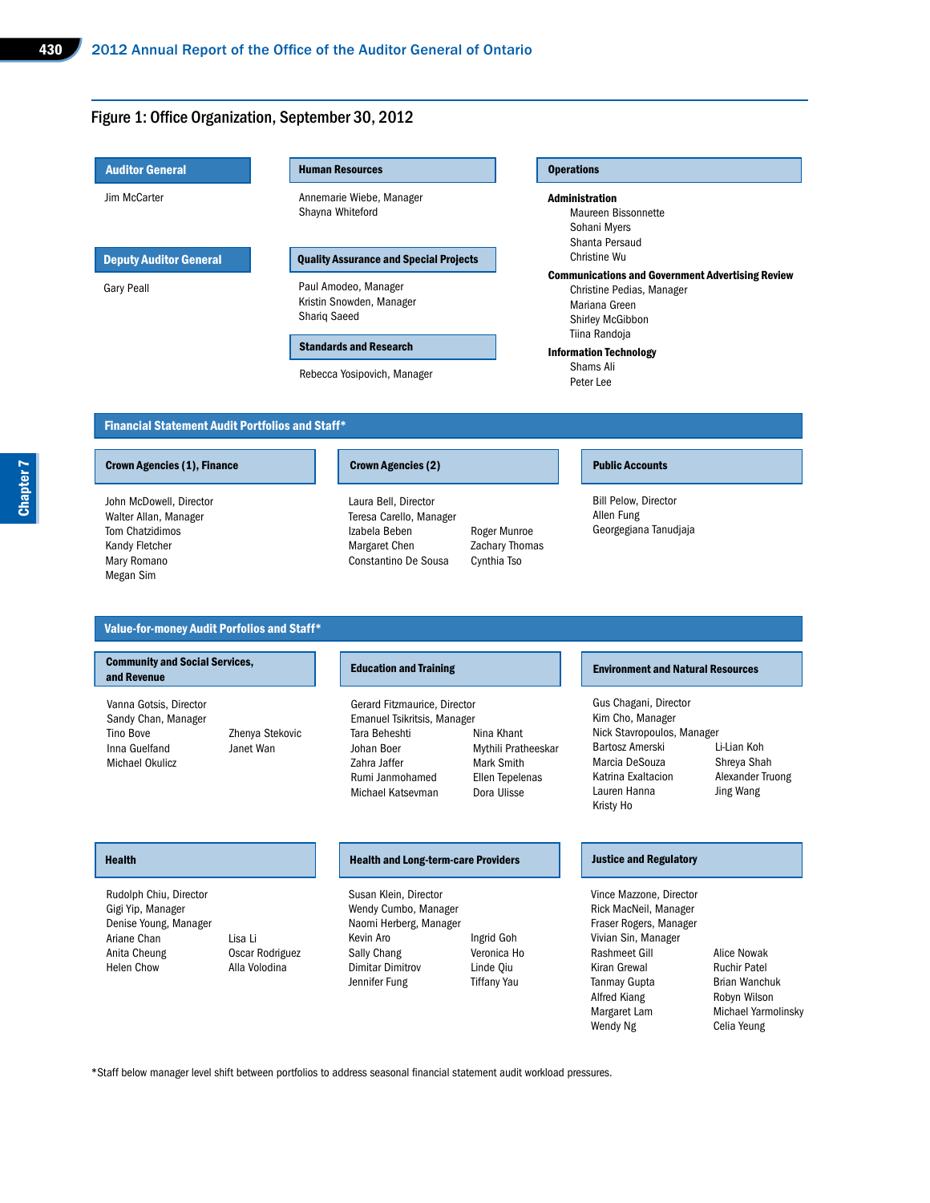## Figure 1: Office Organization, September 30, 2012

### Auditor General
Jim McCarter

### Deputy Auditor General
Gary Peall

### Human Resources
Annemarie Wiebe, Manager
Shayna Whiteford

### Quality Assurance and Special Projects
Paul Amodeo, Manager
Kristin Snowden, Manager
Shariq Saeed

### Standards and Research
Rebecca Yosipovich, Manager

### Operations

**Administration**
Maureen Bissonnette
Sohani Myers
Shanta Persaud
Christine Wu

**Communications and Government Advertising Review**
Christine Pedias, Manager
Mariana Green
Shirley McGibbon
Tiina Randoja

**Information Technology**
Shams Ali
Peter Lee

## Financial Statement Audit Portfolios and Staff*

### Crown Agencies (1), Finance
John McDowell, Director
Walter Allan, Manager
Tom Chatzidimos
Kandy Fletcher
Mary Romano
Megan Sim

### Crown Agencies (2)
Laura Bell, Director
Teresa Carello, Manager
Izabela Beben
Margaret Chen
Constantino De Sousa
Roger Munroe
Zachary Thomas
Cynthia Tso

### Public Accounts
Bill Pelow, Director
Allen Fung
Georgegiana Tanudjaja

## Value-for-money Audit Porfolios and Staff*

### Community and Social Services, and Revenue
Vanna Gotsis, Director
Sandy Chan, Manager
Tino Bove
Inna Guelfand
Michael Okulicz
Zhenya Stekovic
Janet Wan

### Education and Training
Gerard Fitzmaurice, Director
Emanuel Tsikritsis, Manager
Tara Beheshti
Johan Boer
Zahra Jaffer
Rumi Janmohamed
Michael Katsevman
Nina Khant
Mythili Pratheeskar
Mark Smith
Ellen Tepelenas
Dora Ulisse

### Environment and Natural Resources
Gus Chagani, Director
Kim Cho, Manager
Nick Stavropoulos, Manager
Bartosz Amerski
Marcia DeSouza
Katrina Exaltacion
Lauren Hanna
Kristy Ho
Li-Lian Koh
Shreya Shah
Alexander Truong
Jing Wang

### Health
Rudolph Chiu, Director
Gigi Yip, Manager
Denise Young, Manager
Ariane Chan
Anita Cheung
Helen Chow
Lisa Li
Oscar Rodriguez
Alla Volodina

### Health and Long-term-care Providers
Susan Klein, Director
Wendy Cumbo, Manager
Naomi Herberg, Manager
Kevin Aro
Sally Chang
Dimitar Dimitrov
Jennifer Fung
Ingrid Goh
Veronica Ho
Linde Qiu
Tiffany Yau

### Justice and Regulatory
Vince Mazzone, Director
Rick MacNeil, Manager
Fraser Rogers, Manager
Vivian Sin, Manager
Rashmeet Gill
Kiran Grewal
Tanmay Gupta
Alfred Kiang
Margaret Lam
Wendy Ng
Alice Nowak
Ruchir Patel
Brian Wanchuk
Robyn Wilson
Michael Yarmolinsky
Celia Yeung

*Staff below manager level shift between portfolios to address seasonal financial statement audit workload pressures.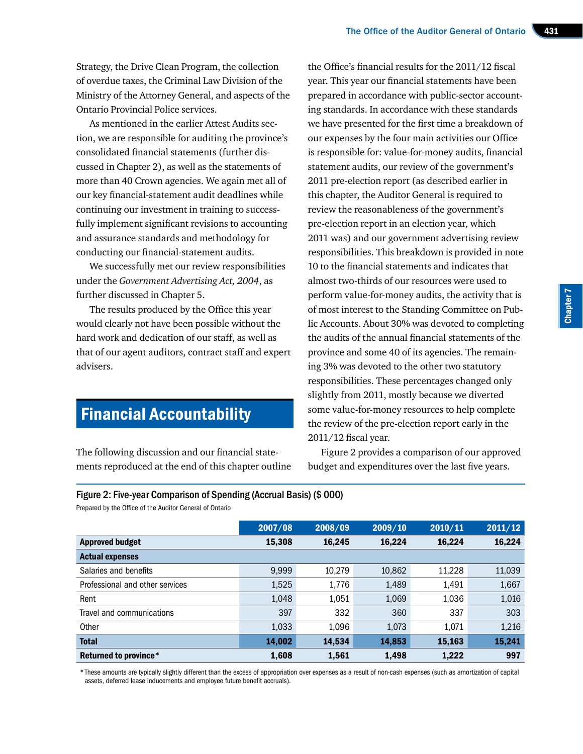Strategy, the Drive Clean Program, the collection of overdue taxes, the Criminal Law Division of the Ministry of the Attorney General, and aspects of the Ontario Provincial Police services.

As mentioned in the earlier Attest Audits section, we are responsible for auditing the province's consolidated financial statements (further discussed in Chapter 2), as well as the statements of more than 40 Crown agencies. We again met all of our key financial-statement audit deadlines while continuing our investment in training to successfully implement significant revisions to accounting and assurance standards and methodology for conducting our financial-statement audits.

We successfully met our review responsibilities under the *Government Advertising Act, 2004*, as further discussed in Chapter 5.

The results produced by the Office this year would clearly not have been possible without the hard work and dedication of our staff, as well as that of our agent auditors, contract staff and expert advisers.

## Financial Accountability

The following discussion and our financial statements reproduced at the end of this chapter outline the Office's financial results for the 2011/12 fiscal year. This year our financial statements have been prepared in accordance with public-sector accounting standards. In accordance with these standards we have presented for the first time a breakdown of our expenses by the four main activities our Office is responsible for: value-for-money audits, financial statement audits, our review of the government's 2011 pre-election report (as described earlier in this chapter, the Auditor General is required to review the reasonableness of the government's pre-election report in an election year, which 2011 was) and our government advertising review responsibilities. This breakdown is provided in note 10 to the financial statements and indicates that almost two-thirds of our resources were used to perform value-for-money audits, the activity that is of most interest to the Standing Committee on Public Accounts. About 30% was devoted to completing the audits of the annual financial statements of the province and some 40 of its agencies. The remaining 3% was devoted to the other two statutory responsibilities. These percentages changed only slightly from 2011, mostly because we diverted some value-for-money resources to help complete the review of the pre-election report early in the 2011/12 fiscal year.

Figure 2 provides a comparison of our approved budget and expenditures over the last five years.

**Figure 2: Five-year Comparison of Spending (Accrual Basis) ($ 000)**
Prepared by the Office of the Auditor General of Ontario

| | 2007/08 | 2008/09 | 2009/10 | 2010/11 | 2011/12 |
|---|---|---|---|---|---|
| **Approved budget** | **15,308** | **16,245** | **16,224** | **16,224** | **16,224** |
| **Actual expenses** | | | | | |
| Salaries and benefits | 9,999 | 10,279 | 10,862 | 11,228 | 11,039 |
| Professional and other services | 1,525 | 1,776 | 1,489 | 1,491 | 1,667 |
| Rent | 1,048 | 1,051 | 1,069 | 1,036 | 1,016 |
| Travel and communications | 397 | 332 | 360 | 337 | 303 |
| Other | 1,033 | 1,096 | 1,073 | 1,071 | 1,216 |
| **Total** | **14,002** | **14,534** | **14,853** | **15,163** | **15,241** |
| **Returned to province*** | **1,608** | **1,561** | **1,498** | **1,222** | **997** |

* These amounts are typically slightly different than the excess of appropriation over expenses as a result of non-cash expenses (such as amortization of capital assets, deferred lease inducements and employee future benefit accruals).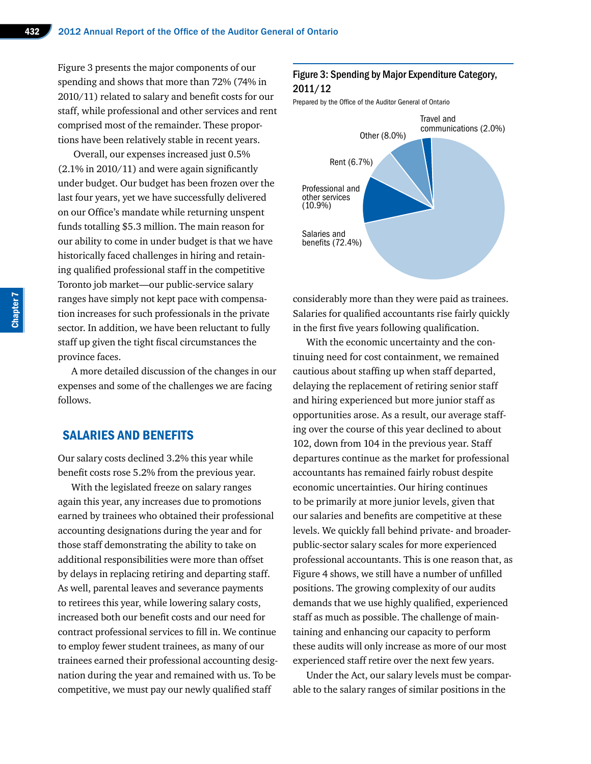Figure 3 presents the major components of our spending and shows that more than 72% (74% in 2010/11) related to salary and benefit costs for our staff, while professional and other services and rent comprised most of the remainder. These proportions have been relatively stable in recent years.

Overall, our expenses increased just 0.5% (2.1% in 2010/11) and were again significantly under budget. Our budget has been frozen over the last four years, yet we have successfully delivered on our Office's mandate while returning unspent funds totalling $5.3 million. The main reason for our ability to come in under budget is that we have historically faced challenges in hiring and retaining qualified professional staff in the competitive Toronto job market—our public-service salary ranges have simply not kept pace with compensation increases for such professionals in the private sector. In addition, we have been reluctant to fully staff up given the tight fiscal circumstances the province faces.

A more detailed discussion of the changes in our expenses and some of the challenges we are facing follows.

### Figure 3: Spending by Major Expenditure Category, 2011/12

Prepared by the Office of the Auditor General of Ontario

Travel and communications (2.0%)
Other (8.0%)
Rent (6.7%)
Professional and other services (10.9%)
Salaries and benefits (72.4%)

## SALARIES AND BENEFITS

Our salary costs declined 3.2% this year while benefit costs rose 5.2% from the previous year.

With the legislated freeze on salary ranges again this year, any increases due to promotions earned by trainees who obtained their professional accounting designations during the year and for those staff demonstrating the ability to take on additional responsibilities were more than offset by delays in replacing retiring and departing staff. As well, parental leaves and severance payments to retirees this year, while lowering salary costs, increased both our benefit costs and our need for contract professional services to fill in. We continue to employ fewer student trainees, as many of our trainees earned their professional accounting designation during the year and remained with us. To be competitive, we must pay our newly qualified staff considerably more than they were paid as trainees. Salaries for qualified accountants rise fairly quickly in the first five years following qualification.

With the economic uncertainty and the continuing need for cost containment, we remained cautious about staffing up when staff departed, delaying the replacement of retiring senior staff and hiring experienced but more junior staff as opportunities arose. As a result, our average staffing over the course of this year declined to about 102, down from 104 in the previous year. Staff departures continue as the market for professional accountants has remained fairly robust despite economic uncertainties. Our hiring continues to be primarily at more junior levels, given that our salaries and benefits are competitive at these levels. We quickly fall behind private- and broader-public-sector salary scales for more experienced professional accountants. This is one reason that, as Figure 4 shows, we still have a number of unfilled positions. The growing complexity of our audits demands that we use highly qualified, experienced staff as much as possible. The challenge of maintaining and enhancing our capacity to perform these audits will only increase as more of our most experienced staff retire over the next few years.

Under the Act, our salary levels must be comparable to the salary ranges of similar positions in the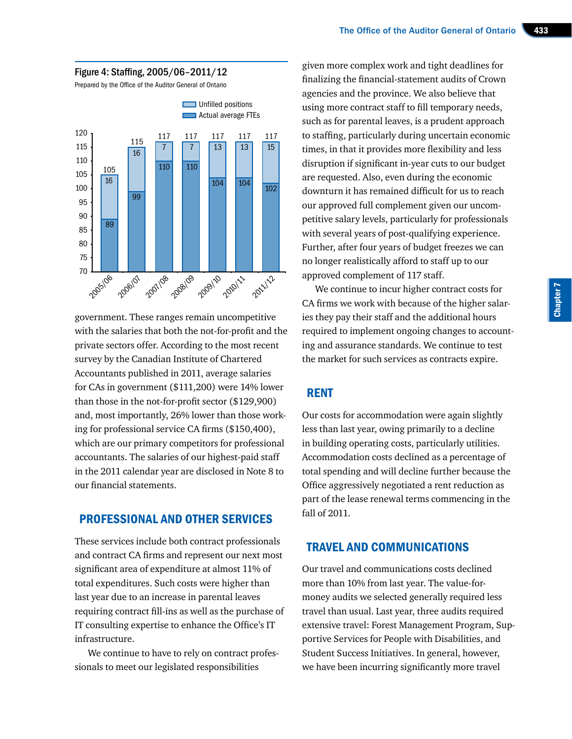Figure 4: Staffing, 2005/06–2011/12

Prepared by the Office of the Auditor General of Ontario

Unfilled positions
Actual average FTEs

120
115
110
105
100
95
90
85
80
75
70

2005/06: 105, 16, 89
2006/07: 115, 16, 99
2007/08: 117, 7, 110
2008/09: 117, 7, 110
2009/10: 117, 13, 104
2010/11: 117, 13, 104
2011/12: 117, 15, 102

government. These ranges remain uncompetitive with the salaries that both the not-for-profit and the private sectors offer. According to the most recent survey by the Canadian Institute of Chartered Accountants published in 2011, average salaries for CAs in government ($111,200) were 14% lower than those in the not-for-profit sector ($129,900) and, most importantly, 26% lower than those working for professional service CA firms ($150,400), which are our primary competitors for professional accountants. The salaries of our highest-paid staff in the 2011 calendar year are disclosed in Note 8 to our financial statements.

## PROFESSIONAL AND OTHER SERVICES

These services include both contract professionals and contract CA firms and represent our next most significant area of expenditure at almost 11% of total expenditures. Such costs were higher than last year due to an increase in parental leaves requiring contract fill-ins as well as the purchase of IT consulting expertise to enhance the Office's IT infrastructure.

We continue to have to rely on contract professionals to meet our legislated responsibilities given more complex work and tight deadlines for finalizing the financial-statement audits of Crown agencies and the province. We also believe that using more contract staff to fill temporary needs, such as for parental leaves, is a prudent approach to staffing, particularly during uncertain economic times, in that it provides more flexibility and less disruption if significant in-year cuts to our budget are requested. Also, even during the economic downturn it has remained difficult for us to reach our approved full complement given our uncompetitive salary levels, particularly for professionals with several years of post-qualifying experience. Further, after four years of budget freezes we can no longer realistically afford to staff up to our approved complement of 117 staff.

We continue to incur higher contract costs for CA firms we work with because of the higher salaries they pay their staff and the additional hours required to implement ongoing changes to accounting and assurance standards. We continue to test the market for such services as contracts expire.

## RENT

Our costs for accommodation were again slightly less than last year, owing primarily to a decline in building operating costs, particularly utilities. Accommodation costs declined as a percentage of total spending and will decline further because the Office aggressively negotiated a rent reduction as part of the lease renewal terms commencing in the fall of 2011.

## TRAVEL AND COMMUNICATIONS

Our travel and communications costs declined more than 10% from last year. The value-for-money audits we selected generally required less travel than usual. Last year, three audits required extensive travel: Forest Management Program, Supportive Services for People with Disabilities, and Student Success Initiatives. In general, however, we have been incurring significantly more travel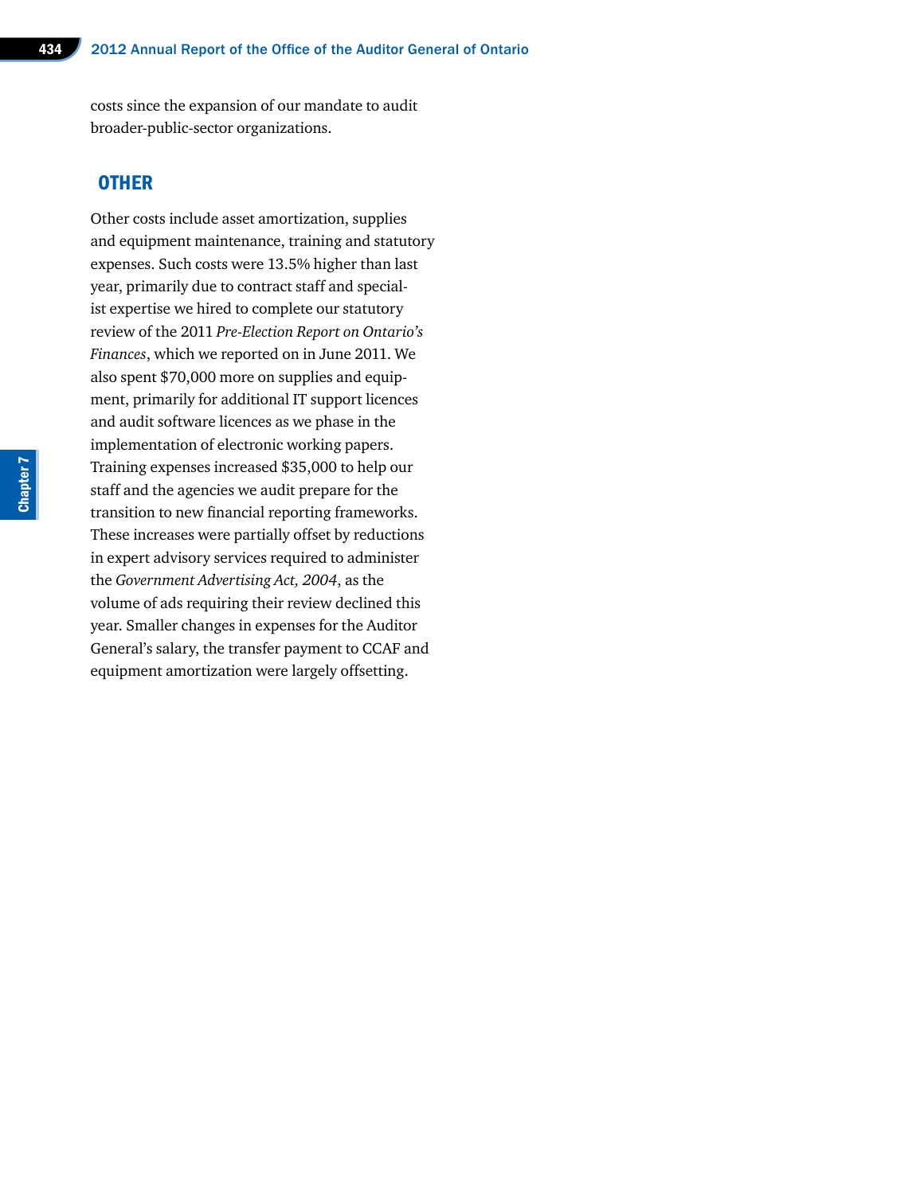costs since the expansion of our mandate to audit broader-public-sector organizations.

## OTHER

Other costs include asset amortization, supplies and equipment maintenance, training and statutory expenses. Such costs were 13.5% higher than last year, primarily due to contract staff and specialist expertise we hired to complete our statutory review of the 2011 *Pre-Election Report on Ontario's Finances*, which we reported on in June 2011. We also spent $70,000 more on supplies and equipment, primarily for additional IT support licences and audit software licences as we phase in the implementation of electronic working papers. Training expenses increased $35,000 to help our staff and the agencies we audit prepare for the transition to new financial reporting frameworks. These increases were partially offset by reductions in expert advisory services required to administer the *Government Advertising Act, 2004*, as the volume of ads requiring their review declined this year. Smaller changes in expenses for the Auditor General's salary, the transfer payment to CCAF and equipment amortization were largely offsetting.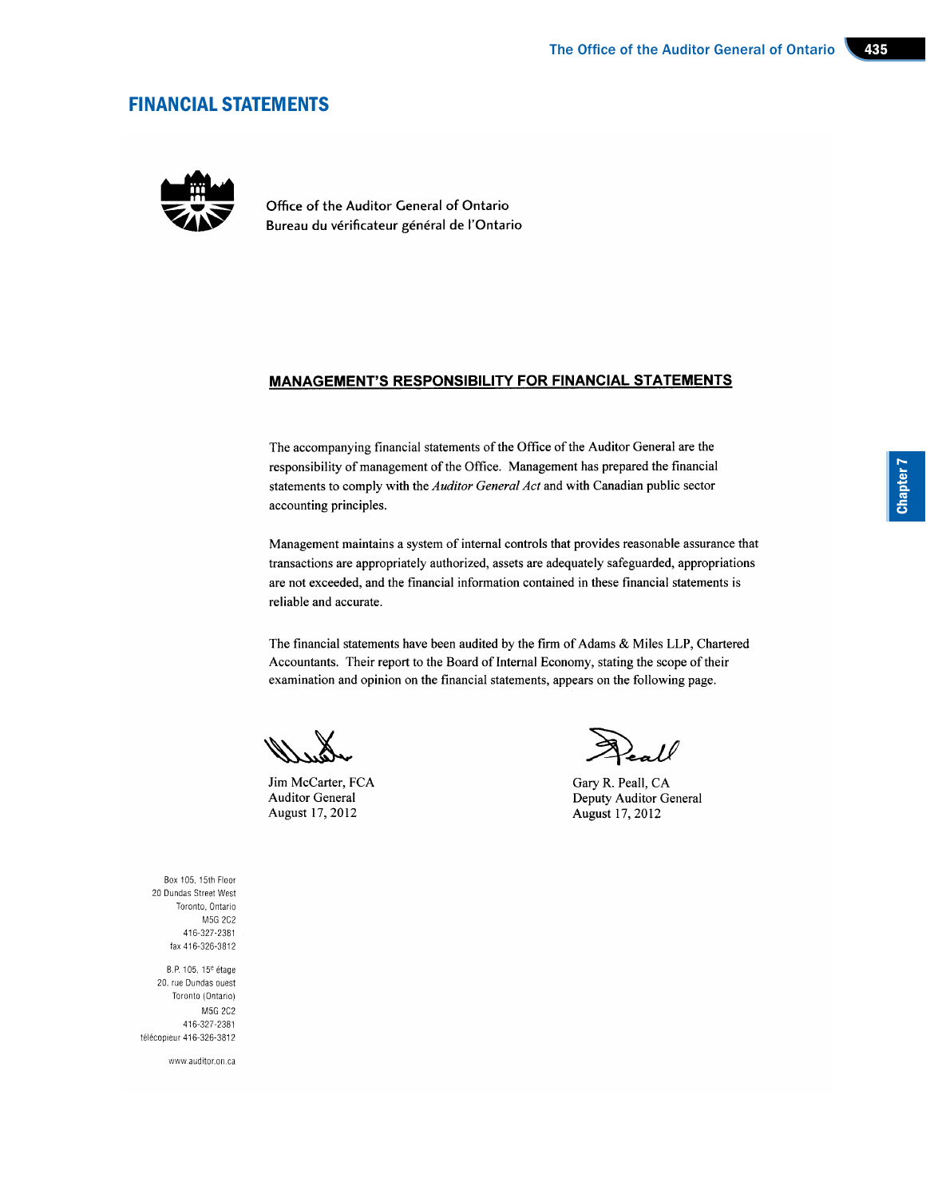# FINANCIAL STATEMENTS

Office of the Auditor General of Ontario
Bureau du vérificateur général de l'Ontario

## MANAGEMENT'S RESPONSIBILITY FOR FINANCIAL STATEMENTS

The accompanying financial statements of the Office of the Auditor General are the responsibility of management of the Office. Management has prepared the financial statements to comply with the *Auditor General Act* and with Canadian public sector accounting principles.

Management maintains a system of internal controls that provides reasonable assurance that transactions are appropriately authorized, assets are adequately safeguarded, appropriations are not exceeded, and the financial information contained in these financial statements is reliable and accurate.

The financial statements have been audited by the firm of Adams & Miles LLP, Chartered Accountants. Their report to the Board of Internal Economy, stating the scope of their examination and opinion on the financial statements, appears on the following page.

Jim McCarter, FCA
Auditor General
August 17, 2012

Gary R. Peall, CA
Deputy Auditor General
August 17, 2012

Box 105, 15th Floor
20 Dundas Street West
Toronto, Ontario
M5G 2C2
416-327-2381
fax 416-326-3812

B.P. 105, 15e étage
20, rue Dundas ouest
Toronto (Ontario)
M5G 2C2
416-327-2381
télécopieur 416-326-3812

www.auditor.on.ca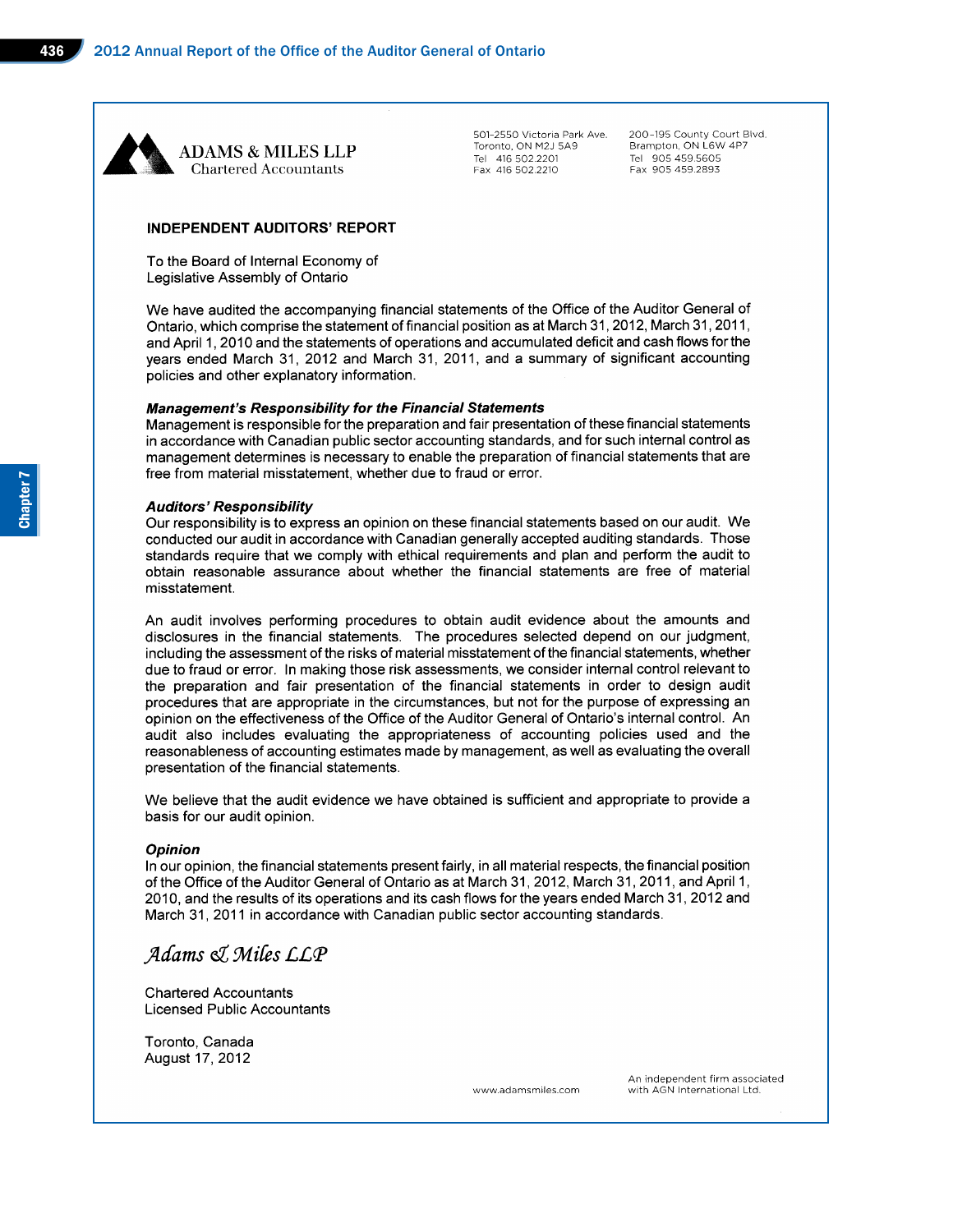ADAMS & MILES LLP
Chartered Accountants

501-2550 Victoria Park Ave.
Toronto, ON M2J 5A9
Tel 416 502.2201
Fax 416 502.2210

200-195 County Court Blvd.
Brampton, ON L6W 4P7
Tel 905 459.5605
Fax 905 459.2893

## INDEPENDENT AUDITORS' REPORT

To the Board of Internal Economy of
Legislative Assembly of Ontario

We have audited the accompanying financial statements of the Office of the Auditor General of Ontario, which comprise the statement of financial position as at March 31, 2012, March 31, 2011, and April 1, 2010 and the statements of operations and accumulated deficit and cash flows for the years ended March 31, 2012 and March 31, 2011, and a summary of significant accounting policies and other explanatory information.

### *Management's Responsibility for the Financial Statements*

Management is responsible for the preparation and fair presentation of these financial statements in accordance with Canadian public sector accounting standards, and for such internal control as management determines is necessary to enable the preparation of financial statements that are free from material misstatement, whether due to fraud or error.

### *Auditors' Responsibility*

Our responsibility is to express an opinion on these financial statements based on our audit. We conducted our audit in accordance with Canadian generally accepted auditing standards. Those standards require that we comply with ethical requirements and plan and perform the audit to obtain reasonable assurance about whether the financial statements are free of material misstatement.

An audit involves performing procedures to obtain audit evidence about the amounts and disclosures in the financial statements. The procedures selected depend on our judgment, including the assessment of the risks of material misstatement of the financial statements, whether due to fraud or error. In making those risk assessments, we consider internal control relevant to the preparation and fair presentation of the financial statements in order to design audit procedures that are appropriate in the circumstances, but not for the purpose of expressing an opinion on the effectiveness of the Office of the Auditor General of Ontario's internal control. An audit also includes evaluating the appropriateness of accounting policies used and the reasonableness of accounting estimates made by management, as well as evaluating the overall presentation of the financial statements.

We believe that the audit evidence we have obtained is sufficient and appropriate to provide a basis for our audit opinion.

### *Opinion*

In our opinion, the financial statements present fairly, in all material respects, the financial position of the Office of the Auditor General of Ontario as at March 31, 2012, March 31, 2011, and April 1, 2010, and the results of its operations and its cash flows for the years ended March 31, 2012 and March 31, 2011 in accordance with Canadian public sector accounting standards.

*Adams & Miles LLP*

Chartered Accountants
Licensed Public Accountants

Toronto, Canada
August 17, 2012

www.adamsmiles.com

An independent firm associated with AGN International Ltd.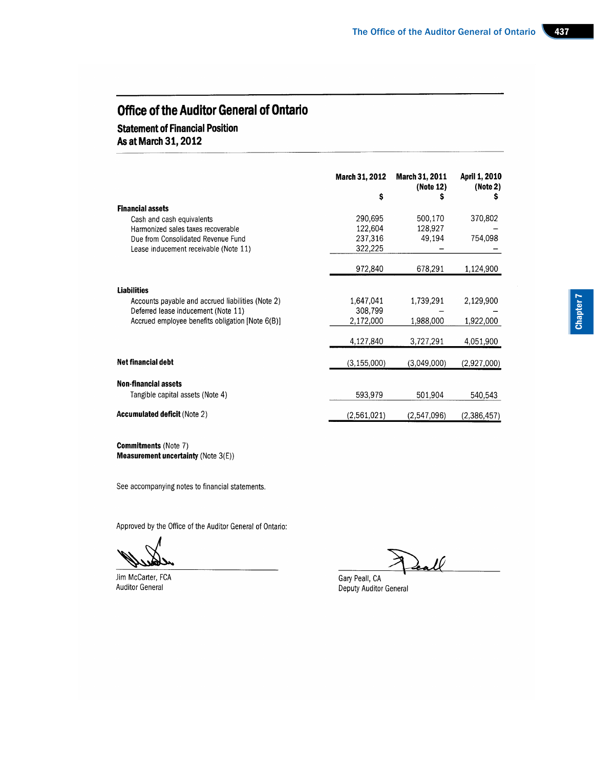# Office of the Auditor General of Ontario

## Statement of Financial Position
## As at March 31, 2012

| | March 31, 2012<br>$ | March 31, 2011<br>(Note 12)<br>$ | April 1, 2010<br>(Note 2)<br>$ |
|---|---|---|---|
| **Financial assets** | | | |
| Cash and cash equivalents | 290,695 | 500,170 | 370,802 |
| Harmonized sales taxes recoverable | 122,604 | 128,927 | – |
| Due from Consolidated Revenue Fund | 237,316 | 49,194 | 754,098 |
| Lease inducement receivable (Note 11) | 322,225 | – | – |
| | 972,840 | 678,291 | 1,124,900 |
| **Liabilities** | | | |
| Accounts payable and accrued liabilities (Note 2) | 1,647,041 | 1,739,291 | 2,129,900 |
| Deferred lease inducement (Note 11) | 308,799 | – | – |
| Accrued employee benefits obligation [Note 6(B)] | 2,172,000 | 1,988,000 | 1,922,000 |
| | 4,127,840 | 3,727,291 | 4,051,900 |
| **Net financial debt** | (3,155,000) | (3,049,000) | (2,927,000) |
| **Non-financial assets** | | | |
| Tangible capital assets (Note 4) | 593,979 | 501,904 | 540,543 |
| **Accumulated deficit** (Note 2) | (2,561,021) | (2,547,096) | (2,386,457) |

**Commitments** (Note 7)
**Measurement uncertainty** (Note 3(E))

See accompanying notes to financial statements.

Approved by the Office of the Auditor General of Ontario:

Jim McCarter, FCA
Auditor General

Gary Peall, CA
Deputy Auditor General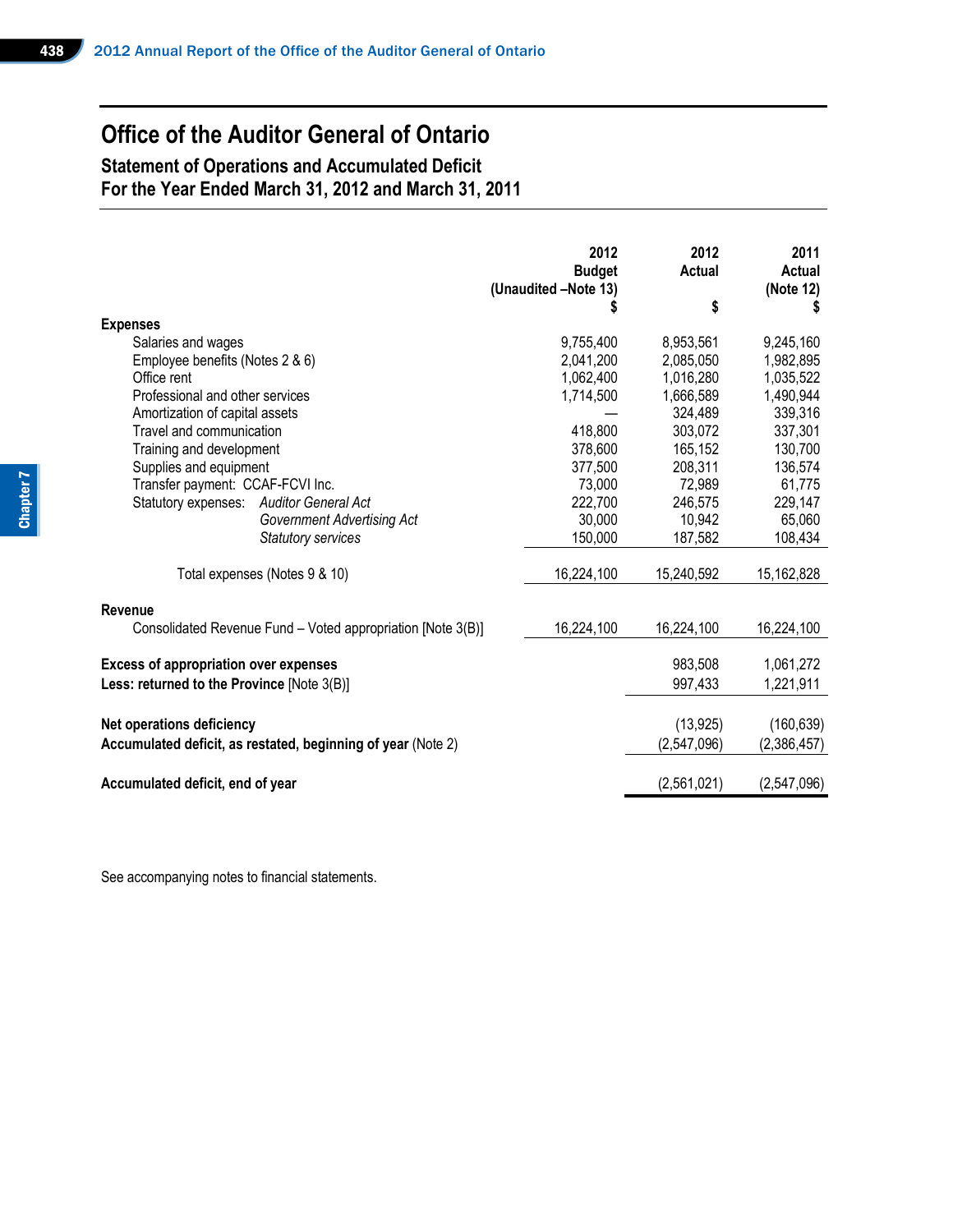# Office of the Auditor General of Ontario

## Statement of Operations and Accumulated Deficit
## For the Year Ended March 31, 2012 and March 31, 2011

| | 2012 Budget (Unaudited –Note 13) $ | 2012 Actual $ | 2011 Actual (Note 12) $ |
|---|---|---|---|
| **Expenses** | | | |
| Salaries and wages | 9,755,400 | 8,953,561 | 9,245,160 |
| Employee benefits (Notes 2 & 6) | 2,041,200 | 2,085,050 | 1,982,895 |
| Office rent | 1,062,400 | 1,016,280 | 1,035,522 |
| Professional and other services | 1,714,500 | 1,666,589 | 1,490,944 |
| Amortization of capital assets | — | 324,489 | 339,316 |
| Travel and communication | 418,800 | 303,072 | 337,301 |
| Training and development | 378,600 | 165,152 | 130,700 |
| Supplies and equipment | 377,500 | 208,311 | 136,574 |
| Transfer payment: CCAF-FCVI Inc. | 73,000 | 72,989 | 61,775 |
| Statutory expenses: *Auditor General Act* | 222,700 | 246,575 | 229,147 |
| *Government Advertising Act* | 30,000 | 10,942 | 65,060 |
| *Statutory services* | 150,000 | 187,582 | 108,434 |
| Total expenses (Notes 9 & 10) | 16,224,100 | 15,240,592 | 15,162,828 |
| **Revenue** | | | |
| Consolidated Revenue Fund – Voted appropriation [Note 3(B)] | 16,224,100 | 16,224,100 | 16,224,100 |
| **Excess of appropriation over expenses** | | 983,508 | 1,061,272 |
| **Less: returned to the Province** [Note 3(B)] | | 997,433 | 1,221,911 |
| **Net operations deficiency** | | (13,925) | (160,639) |
| **Accumulated deficit, as restated, beginning of year** (Note 2) | | (2,547,096) | (2,386,457) |
| **Accumulated deficit, end of year** | | (2,561,021) | (2,547,096) |

See accompanying notes to financial statements.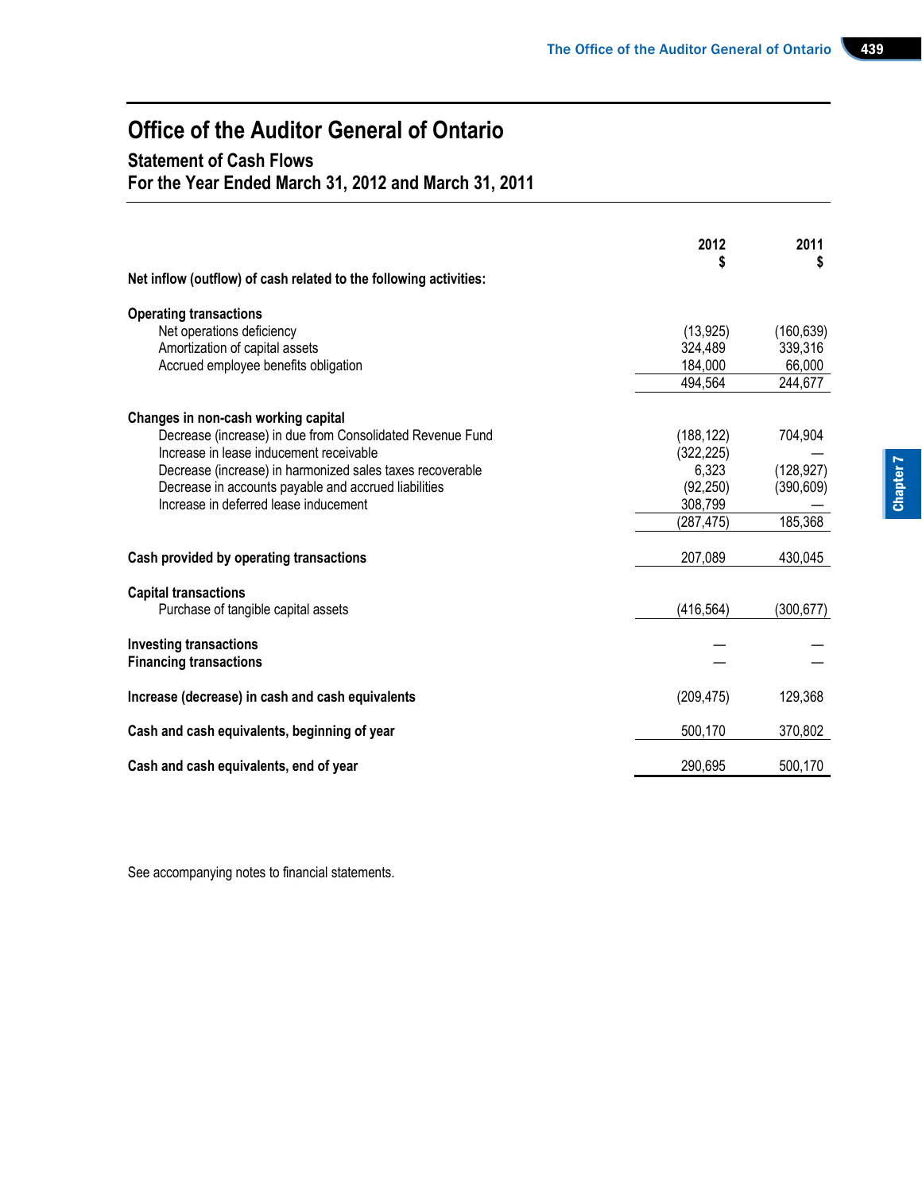# Office of the Auditor General of Ontario

## Statement of Cash Flows
## For the Year Ended March 31, 2012 and March 31, 2011

| | 2012<br>$ | 2011<br>$ |
|---|---|---|
| **Net inflow (outflow) of cash related to the following activities:** | | |
| **Operating transactions** | | |
| Net operations deficiency | (13,925) | (160,639) |
| Amortization of capital assets | 324,489 | 339,316 |
| Accrued employee benefits obligation | 184,000 | 66,000 |
| | 494,564 | 244,677 |
| **Changes in non-cash working capital** | | |
| Decrease (increase) in due from Consolidated Revenue Fund | (188,122) | 704,904 |
| Increase in lease inducement receivable | (322,225) | — |
| Decrease (increase) in harmonized sales taxes recoverable | 6,323 | (128,927) |
| Decrease in accounts payable and accrued liabilities | (92,250) | (390,609) |
| Increase in deferred lease inducement | 308,799 | — |
| | (287,475) | 185,368 |
| **Cash provided by operating transactions** | 207,089 | 430,045 |
| **Capital transactions** | | |
| Purchase of tangible capital assets | (416,564) | (300,677) |
| **Investing transactions** | — | — |
| **Financing transactions** | — | — |
| **Increase (decrease) in cash and cash equivalents** | (209,475) | 129,368 |
| **Cash and cash equivalents, beginning of year** | 500,170 | 370,802 |
| **Cash and cash equivalents, end of year** | 290,695 | 500,170 |

See accompanying notes to financial statements.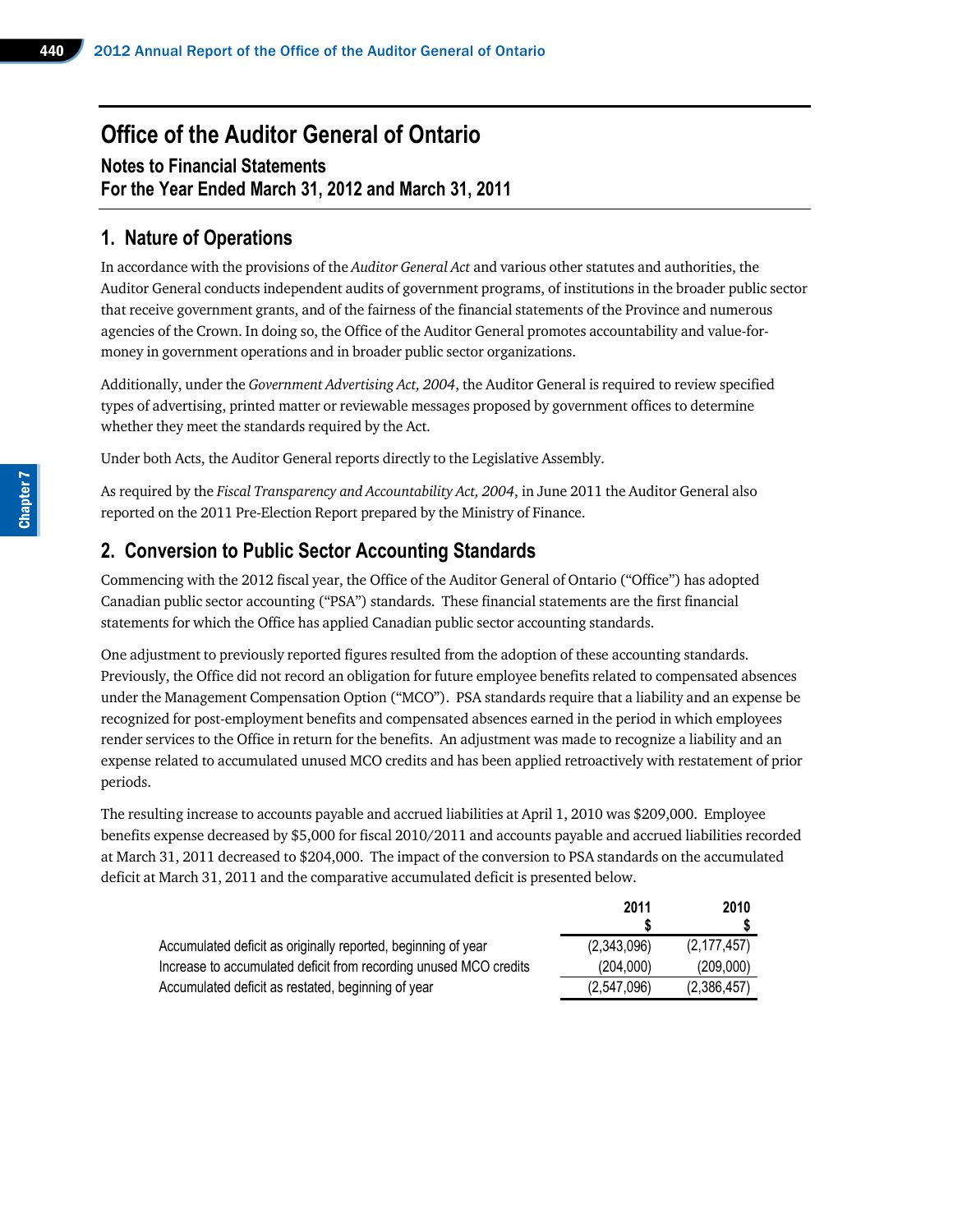# Office of the Auditor General of Ontario

## Notes to Financial Statements
## For the Year Ended March 31, 2012 and March 31, 2011

## 1. Nature of Operations

In accordance with the provisions of the *Auditor General Act* and various other statutes and authorities, the Auditor General conducts independent audits of government programs, of institutions in the broader public sector that receive government grants, and of the fairness of the financial statements of the Province and numerous agencies of the Crown. In doing so, the Office of the Auditor General promotes accountability and value-for-money in government operations and in broader public sector organizations.

Additionally, under the *Government Advertising Act, 2004*, the Auditor General is required to review specified types of advertising, printed matter or reviewable messages proposed by government offices to determine whether they meet the standards required by the Act.

Under both Acts, the Auditor General reports directly to the Legislative Assembly.

As required by the *Fiscal Transparency and Accountability Act, 2004*, in June 2011 the Auditor General also reported on the 2011 Pre-Election Report prepared by the Ministry of Finance.

## 2. Conversion to Public Sector Accounting Standards

Commencing with the 2012 fiscal year, the Office of the Auditor General of Ontario ("Office") has adopted Canadian public sector accounting ("PSA") standards. These financial statements are the first financial statements for which the Office has applied Canadian public sector accounting standards.

One adjustment to previously reported figures resulted from the adoption of these accounting standards. Previously, the Office did not record an obligation for future employee benefits related to compensated absences under the Management Compensation Option ("MCO"). PSA standards require that a liability and an expense be recognized for post-employment benefits and compensated absences earned in the period in which employees render services to the Office in return for the benefits. An adjustment was made to recognize a liability and an expense related to accumulated unused MCO credits and has been applied retroactively with restatement of prior periods.

The resulting increase to accounts payable and accrued liabilities at April 1, 2010 was $209,000. Employee benefits expense decreased by $5,000 for fiscal 2010/2011 and accounts payable and accrued liabilities recorded at March 31, 2011 decreased to $204,000. The impact of the conversion to PSA standards on the accumulated deficit at March 31, 2011 and the comparative accumulated deficit is presented below.

| | 2011<br>$ | 2010<br>$ |
|---|---|---|
| Accumulated deficit as originally reported, beginning of year | (2,343,096) | (2,177,457) |
| Increase to accumulated deficit from recording unused MCO credits | (204,000) | (209,000) |
| Accumulated deficit as restated, beginning of year | (2,547,096) | (2,386,457) |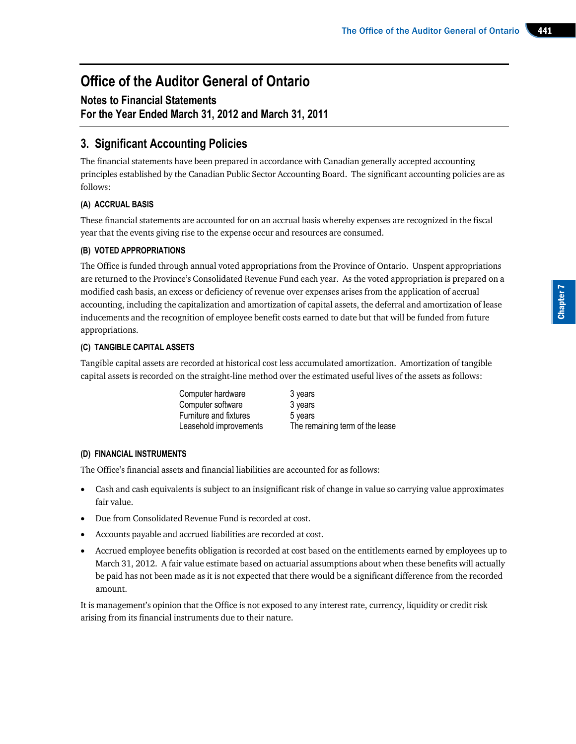# Office of the Auditor General of Ontario

## Notes to Financial Statements
## For the Year Ended March 31, 2012 and March 31, 2011

## 3. Significant Accounting Policies

The financial statements have been prepared in accordance with Canadian generally accepted accounting principles established by the Canadian Public Sector Accounting Board. The significant accounting policies are as follows:

### (A) ACCRUAL BASIS

These financial statements are accounted for on an accrual basis whereby expenses are recognized in the fiscal year that the events giving rise to the expense occur and resources are consumed.

### (B) VOTED APPROPRIATIONS

The Office is funded through annual voted appropriations from the Province of Ontario. Unspent appropriations are returned to the Province's Consolidated Revenue Fund each year. As the voted appropriation is prepared on a modified cash basis, an excess or deficiency of revenue over expenses arises from the application of accrual accounting, including the capitalization and amortization of capital assets, the deferral and amortization of lease inducements and the recognition of employee benefit costs earned to date but that will be funded from future appropriations.

### (C) TANGIBLE CAPITAL ASSETS

Tangible capital assets are recorded at historical cost less accumulated amortization. Amortization of tangible capital assets is recorded on the straight-line method over the estimated useful lives of the assets as follows:

| | |
|---|---|
| Computer hardware | 3 years |
| Computer software | 3 years |
| Furniture and fixtures | 5 years |
| Leasehold improvements | The remaining term of the lease |

### (D) FINANCIAL INSTRUMENTS

The Office's financial assets and financial liabilities are accounted for as follows:

- Cash and cash equivalents is subject to an insignificant risk of change in value so carrying value approximates fair value.
- Due from Consolidated Revenue Fund is recorded at cost.
- Accounts payable and accrued liabilities are recorded at cost.
- Accrued employee benefits obligation is recorded at cost based on the entitlements earned by employees up to March 31, 2012. A fair value estimate based on actuarial assumptions about when these benefits will actually be paid has not been made as it is not expected that there would be a significant difference from the recorded amount.

It is management's opinion that the Office is not exposed to any interest rate, currency, liquidity or credit risk arising from its financial instruments due to their nature.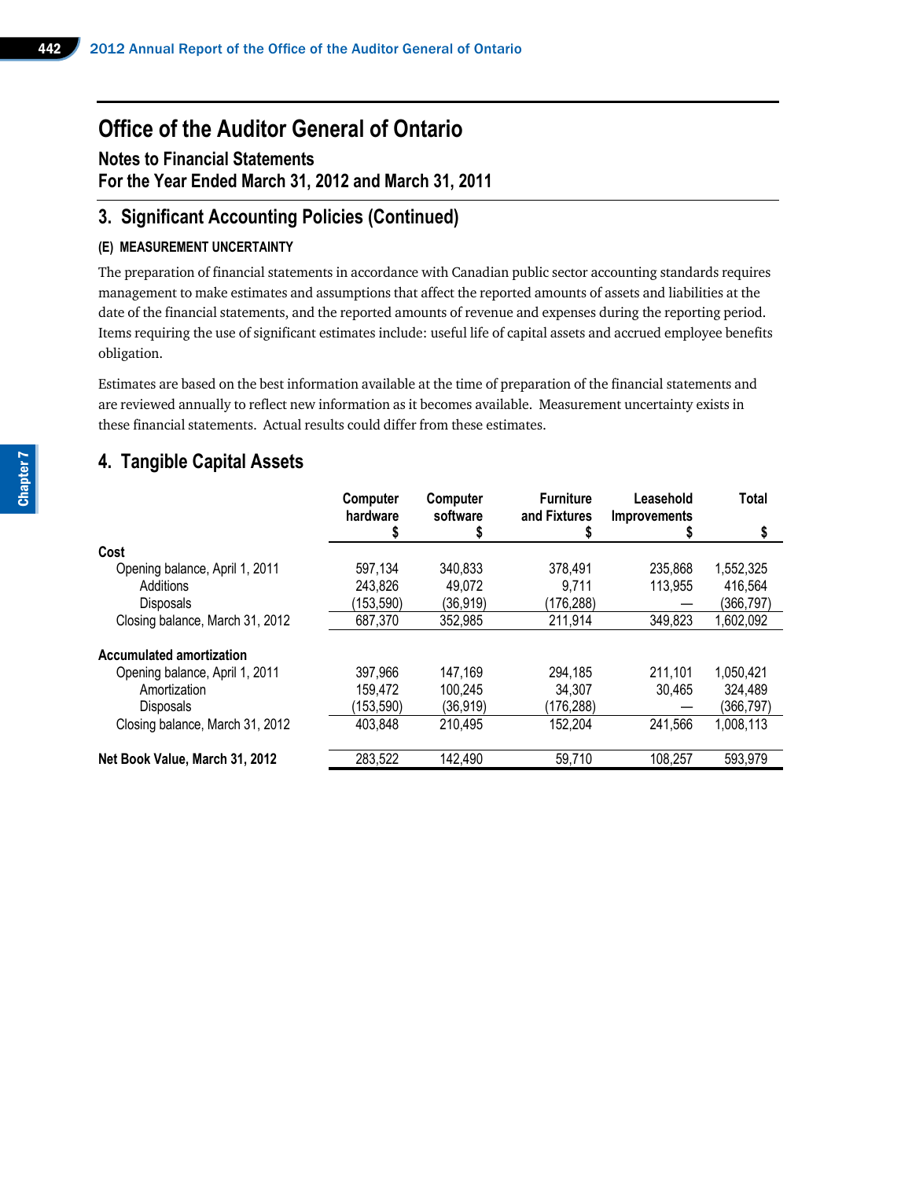# Office of the Auditor General of Ontario

## Notes to Financial Statements
## For the Year Ended March 31, 2012 and March 31, 2011

## 3. Significant Accounting Policies (Continued)

### (E) MEASUREMENT UNCERTAINTY

The preparation of financial statements in accordance with Canadian public sector accounting standards requires management to make estimates and assumptions that affect the reported amounts of assets and liabilities at the date of the financial statements, and the reported amounts of revenue and expenses during the reporting period. Items requiring the use of significant estimates include: useful life of capital assets and accrued employee benefits obligation.

Estimates are based on the best information available at the time of preparation of the financial statements and are reviewed annually to reflect new information as it becomes available. Measurement uncertainty exists in these financial statements. Actual results could differ from these estimates.

## 4. Tangible Capital Assets

| | Computer hardware $ | Computer software $ | Furniture and Fixtures $ | Leasehold Improvements $ | Total $ |
|---|---|---|---|---|---|
| **Cost** | | | | | |
| Opening balance, April 1, 2011 | 597,134 | 340,833 | 378,491 | 235,868 | 1,552,325 |
| Additions | 243,826 | 49,072 | 9,711 | 113,955 | 416,564 |
| Disposals | (153,590) | (36,919) | (176,288) | — | (366,797) |
| Closing balance, March 31, 2012 | 687,370 | 352,985 | 211,914 | 349,823 | 1,602,092 |
| **Accumulated amortization** | | | | | |
| Opening balance, April 1, 2011 | 397,966 | 147,169 | 294,185 | 211,101 | 1,050,421 |
| Amortization | 159,472 | 100,245 | 34,307 | 30,465 | 324,489 |
| Disposals | (153,590) | (36,919) | (176,288) | — | (366,797) |
| Closing balance, March 31, 2012 | 403,848 | 210,495 | 152,204 | 241,566 | 1,008,113 |
| **Net Book Value, March 31, 2012** | 283,522 | 142,490 | 59,710 | 108,257 | 593,979 |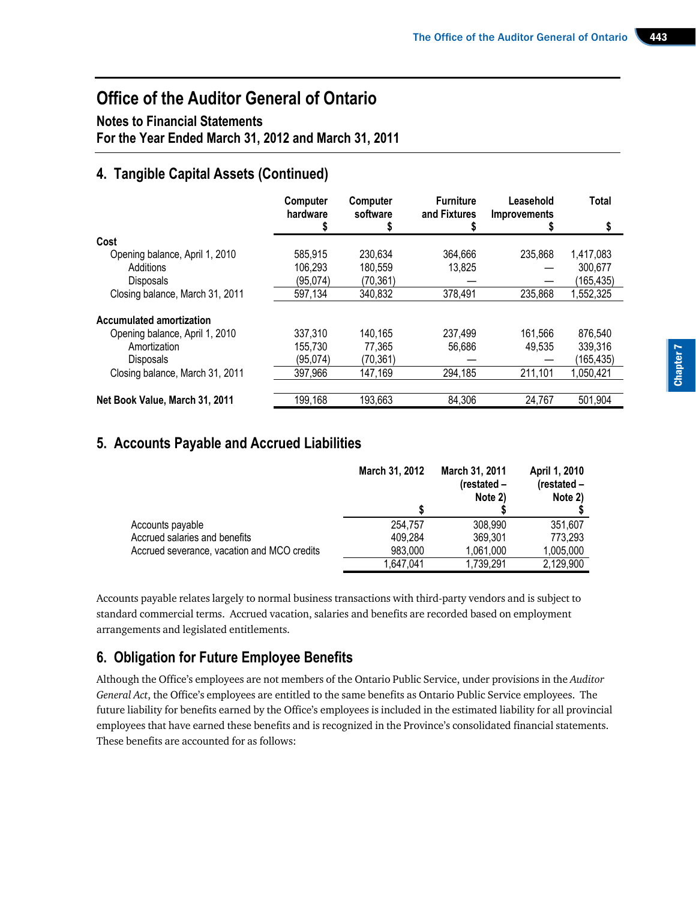# Office of the Auditor General of Ontario

## Notes to Financial Statements
## For the Year Ended March 31, 2012 and March 31, 2011

## 4. Tangible Capital Assets (Continued)

| | Computer hardware $ | Computer software $ | Furniture and Fixtures $ | Leasehold Improvements $ | Total $ |
|---|---|---|---|---|---|
| **Cost** | | | | | |
| Opening balance, April 1, 2010 | 585,915 | 230,634 | 364,666 | 235,868 | 1,417,083 |
| Additions | 106,293 | 180,559 | 13,825 | — | 300,677 |
| Disposals | (95,074) | (70,361) | — | — | (165,435) |
| Closing balance, March 31, 2011 | 597,134 | 340,832 | 378,491 | 235,868 | 1,552,325 |
| **Accumulated amortization** | | | | | |
| Opening balance, April 1, 2010 | 337,310 | 140,165 | 237,499 | 161,566 | 876,540 |
| Amortization | 155,730 | 77,365 | 56,686 | 49,535 | 339,316 |
| Disposals | (95,074) | (70,361) | — | — | (165,435) |
| Closing balance, March 31, 2011 | 397,966 | 147,169 | 294,185 | 211,101 | 1,050,421 |
| **Net Book Value, March 31, 2011** | 199,168 | 193,663 | 84,306 | 24,767 | 501,904 |

## 5. Accounts Payable and Accrued Liabilities

| | March 31, 2012 $ | March 31, 2011 (restated – Note 2) $ | April 1, 2010 (restated – Note 2) $ |
|---|---|---|---|
| Accounts payable | 254,757 | 308,990 | 351,607 |
| Accrued salaries and benefits | 409,284 | 369,301 | 773,293 |
| Accrued severance, vacation and MCO credits | 983,000 | 1,061,000 | 1,005,000 |
| | 1,647,041 | 1,739,291 | 2,129,900 |

Accounts payable relates largely to normal business transactions with third-party vendors and is subject to standard commercial terms. Accrued vacation, salaries and benefits are recorded based on employment arrangements and legislated entitlements.

## 6. Obligation for Future Employee Benefits

Although the Office's employees are not members of the Ontario Public Service, under provisions in the *Auditor General Act*, the Office's employees are entitled to the same benefits as Ontario Public Service employees. The future liability for benefits earned by the Office's employees is included in the estimated liability for all provincial employees that have earned these benefits and is recognized in the Province's consolidated financial statements. These benefits are accounted for as follows: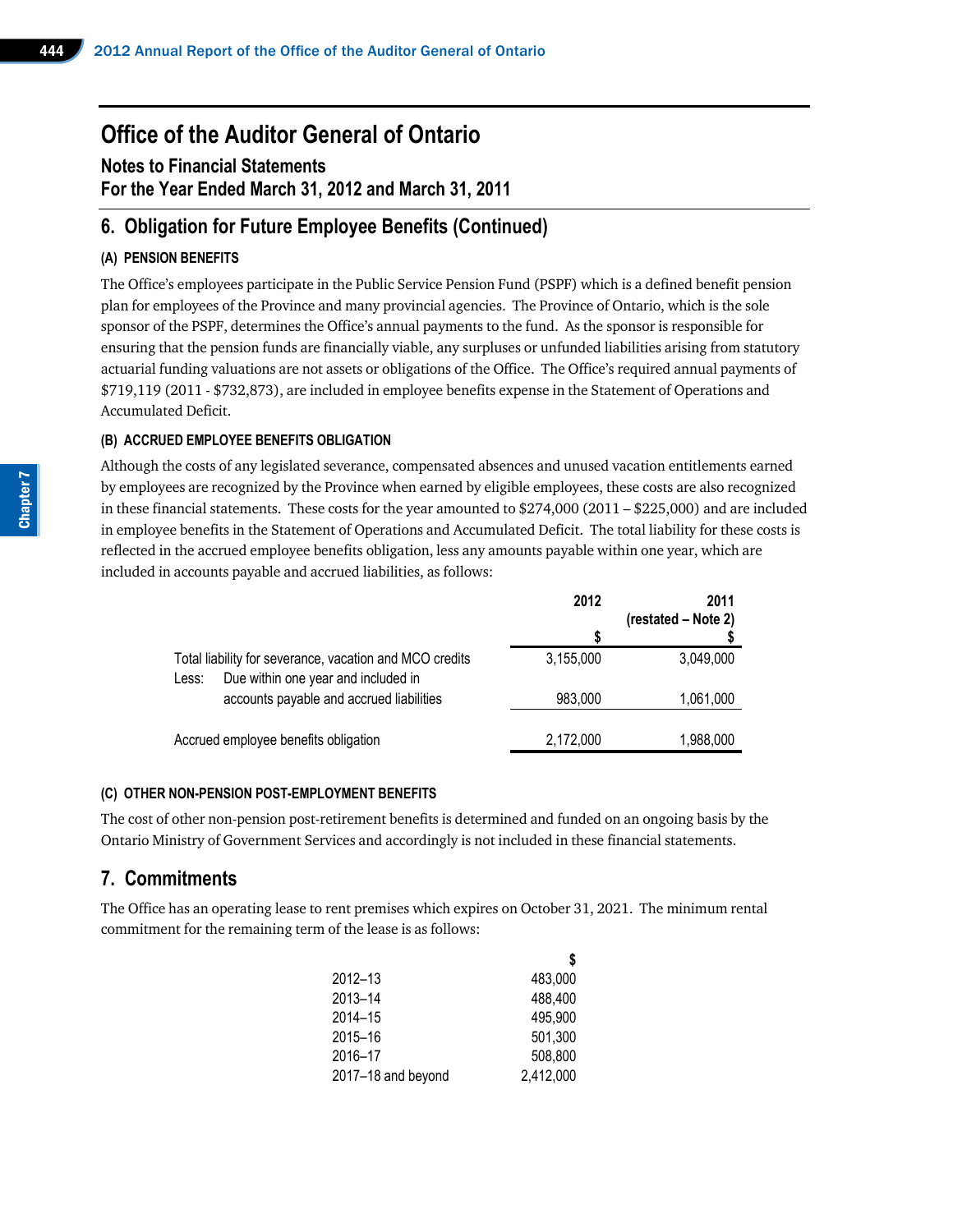# Office of the Auditor General of Ontario

## Notes to Financial Statements
## For the Year Ended March 31, 2012 and March 31, 2011

## 6. Obligation for Future Employee Benefits (Continued)

### (A) PENSION BENEFITS

The Office's employees participate in the Public Service Pension Fund (PSPF) which is a defined benefit pension plan for employees of the Province and many provincial agencies. The Province of Ontario, which is the sole sponsor of the PSPF, determines the Office's annual payments to the fund. As the sponsor is responsible for ensuring that the pension funds are financially viable, any surpluses or unfunded liabilities arising from statutory actuarial funding valuations are not assets or obligations of the Office. The Office's required annual payments of $719,119 (2011 - $732,873), are included in employee benefits expense in the Statement of Operations and Accumulated Deficit.

### (B) ACCRUED EMPLOYEE BENEFITS OBLIGATION

Although the costs of any legislated severance, compensated absences and unused vacation entitlements earned by employees are recognized by the Province when earned by eligible employees, these costs are also recognized in these financial statements. These costs for the year amounted to $274,000 (2011 – $225,000) and are included in employee benefits in the Statement of Operations and Accumulated Deficit. The total liability for these costs is reflected in the accrued employee benefits obligation, less any amounts payable within one year, which are included in accounts payable and accrued liabilities, as follows:

| | 2012<br>$ | 2011<br>(restated – Note 2)<br>$ |
|---|---|---|
| Total liability for severance, vacation and MCO credits | 3,155,000 | 3,049,000 |
| Less: Due within one year and included in accounts payable and accrued liabilities | 983,000 | 1,061,000 |
| Accrued employee benefits obligation | 2,172,000 | 1,988,000 |

### (C) OTHER NON-PENSION POST-EMPLOYMENT BENEFITS

The cost of other non-pension post-retirement benefits is determined and funded on an ongoing basis by the Ontario Ministry of Government Services and accordingly is not included in these financial statements.

## 7. Commitments

The Office has an operating lease to rent premises which expires on October 31, 2021. The minimum rental commitment for the remaining term of the lease is as follows:

| | $ |
|---|---|
| 2012–13 | 483,000 |
| 2013–14 | 488,400 |
| 2014–15 | 495,900 |
| 2015–16 | 501,300 |
| 2016–17 | 508,800 |
| 2017–18 and beyond | 2,412,000 |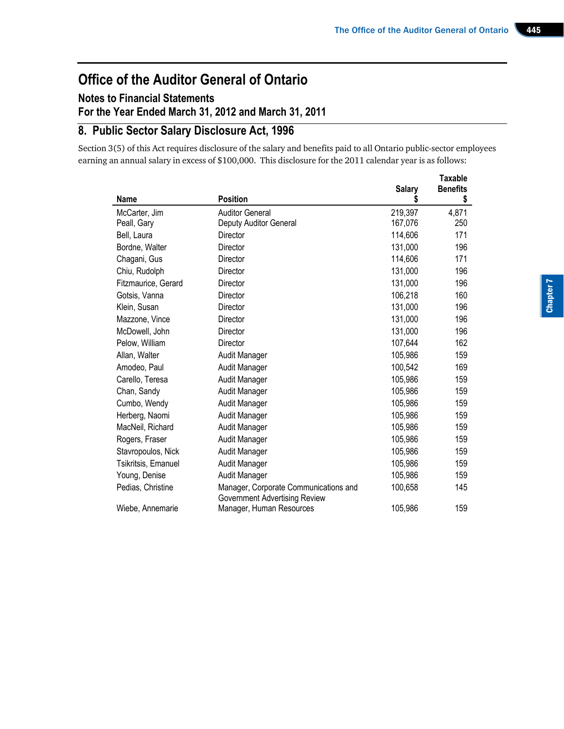# Office of the Auditor General of Ontario

## Notes to Financial Statements
## For the Year Ended March 31, 2012 and March 31, 2011

## 8. Public Sector Salary Disclosure Act, 1996

Section 3(5) of this Act requires disclosure of the salary and benefits paid to all Ontario public-sector employees earning an annual salary in excess of $100,000. This disclosure for the 2011 calendar year is as follows:

| Name | Position | Salary $ | Taxable Benefits $ |
|---|---|---|---|
| McCarter, Jim | Auditor General | 219,397 | 4,871 |
| Peall, Gary | Deputy Auditor General | 167,076 | 250 |
| Bell, Laura | Director | 114,606 | 171 |
| Bordne, Walter | Director | 131,000 | 196 |
| Chagani, Gus | Director | 114,606 | 171 |
| Chiu, Rudolph | Director | 131,000 | 196 |
| Fitzmaurice, Gerard | Director | 131,000 | 196 |
| Gotsis, Vanna | Director | 106,218 | 160 |
| Klein, Susan | Director | 131,000 | 196 |
| Mazzone, Vince | Director | 131,000 | 196 |
| McDowell, John | Director | 131,000 | 196 |
| Pelow, William | Director | 107,644 | 162 |
| Allan, Walter | Audit Manager | 105,986 | 159 |
| Amodeo, Paul | Audit Manager | 100,542 | 169 |
| Carello, Teresa | Audit Manager | 105,986 | 159 |
| Chan, Sandy | Audit Manager | 105,986 | 159 |
| Cumbo, Wendy | Audit Manager | 105,986 | 159 |
| Herberg, Naomi | Audit Manager | 105,986 | 159 |
| MacNeil, Richard | Audit Manager | 105,986 | 159 |
| Rogers, Fraser | Audit Manager | 105,986 | 159 |
| Stavropoulos, Nick | Audit Manager | 105,986 | 159 |
| Tsikritsis, Emanuel | Audit Manager | 105,986 | 159 |
| Young, Denise | Audit Manager | 105,986 | 159 |
| Pedias, Christine | Manager, Corporate Communications and Government Advertising Review | 100,658 | 145 |
| Wiebe, Annemarie | Manager, Human Resources | 105,986 | 159 |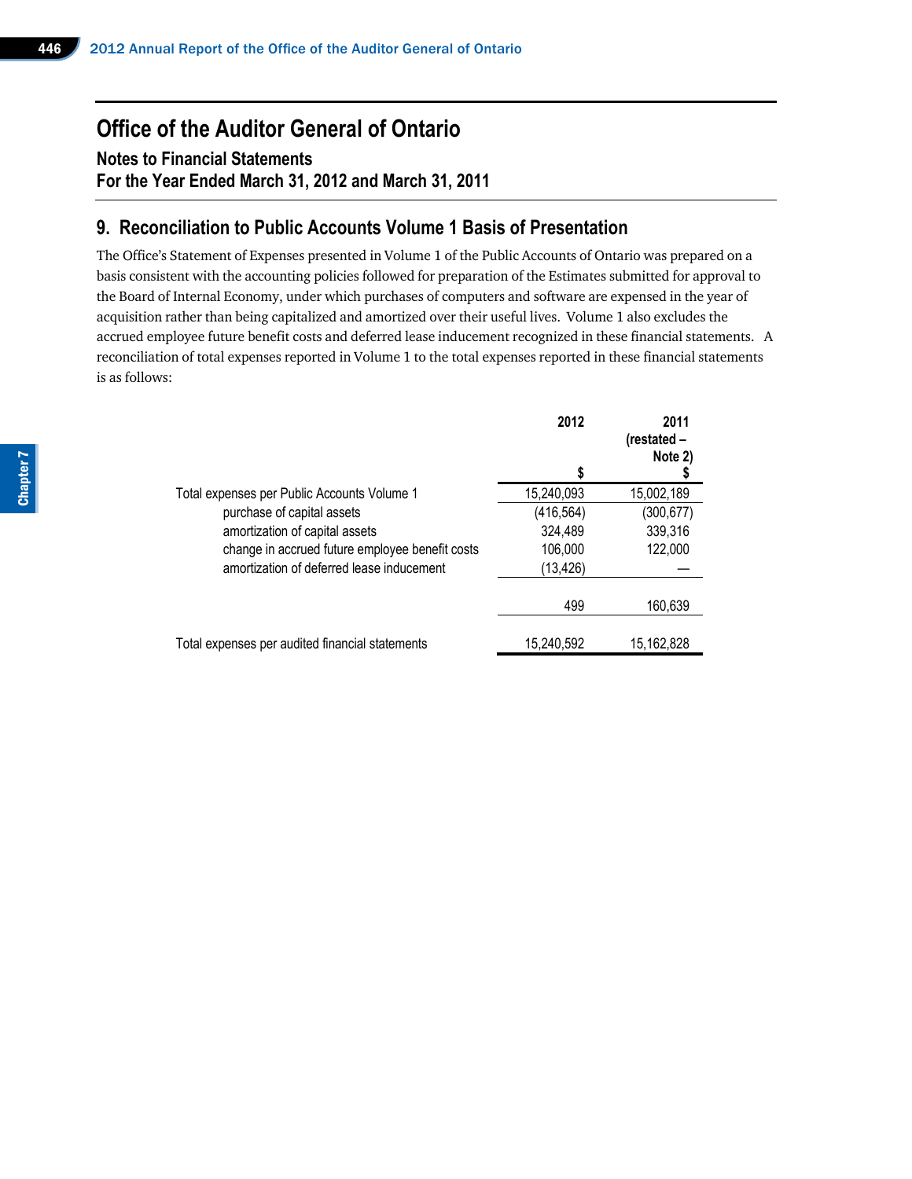# Office of the Auditor General of Ontario

## Notes to Financial Statements
## For the Year Ended March 31, 2012 and March 31, 2011

### 9. Reconciliation to Public Accounts Volume 1 Basis of Presentation

The Office's Statement of Expenses presented in Volume 1 of the Public Accounts of Ontario was prepared on a basis consistent with the accounting policies followed for preparation of the Estimates submitted for approval to the Board of Internal Economy, under which purchases of computers and software are expensed in the year of acquisition rather than being capitalized and amortized over their useful lives. Volume 1 also excludes the accrued employee future benefit costs and deferred lease inducement recognized in these financial statements. A reconciliation of total expenses reported in Volume 1 to the total expenses reported in these financial statements is as follows:

| | 2012<br>$ | 2011<br>(restated – Note 2)<br>$ |
|---|---|---|
| Total expenses per Public Accounts Volume 1 | 15,240,093 | 15,002,189 |
| purchase of capital assets | (416,564) | (300,677) |
| amortization of capital assets | 324,489 | 339,316 |
| change in accrued future employee benefit costs | 106,000 | 122,000 |
| amortization of deferred lease inducement | (13,426) | — |
| | 499 | 160,639 |
| Total expenses per audited financial statements | 15,240,592 | 15,162,828 |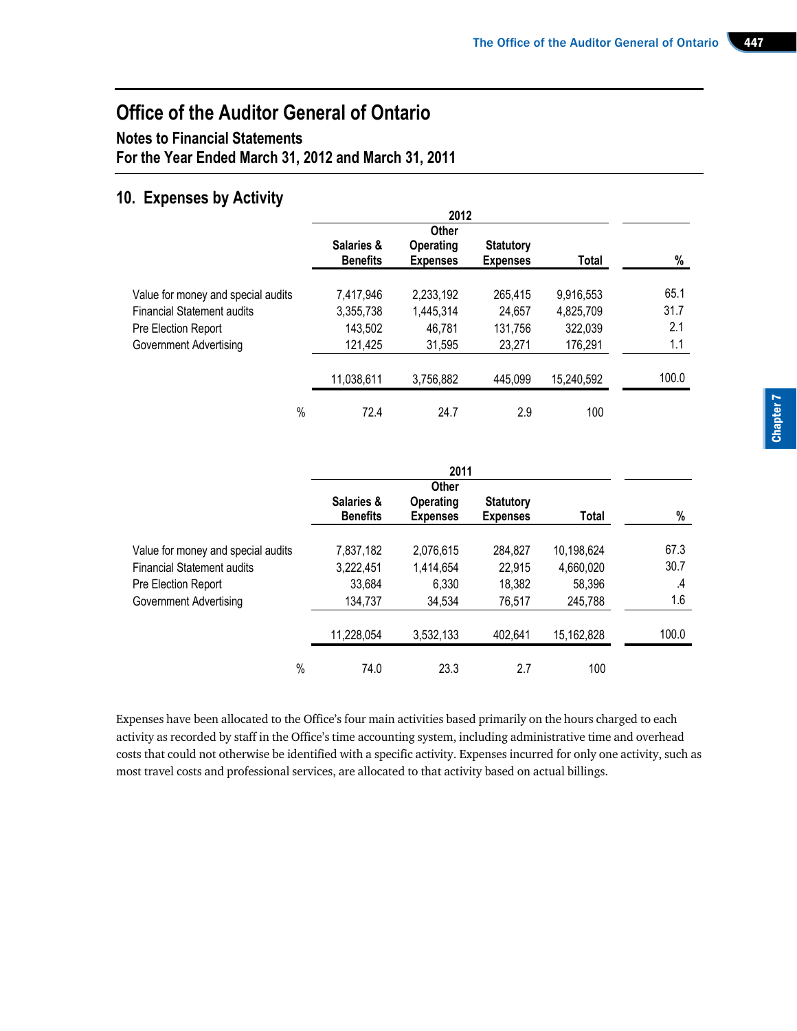# Office of the Auditor General of Ontario

## Notes to Financial Statements

## For the Year Ended March 31, 2012 and March 31, 2011

### 10. Expenses by Activity

| | 2012 | | | | |
|---|---|---|---|---|---|
| | Salaries & Benefits | Other Operating Expenses | Statutory Expenses | Total | % |
| Value for money and special audits | 7,417,946 | 2,233,192 | 265,415 | 9,916,553 | 65.1 |
| Financial Statement audits | 3,355,738 | 1,445,314 | 24,657 | 4,825,709 | 31.7 |
| Pre Election Report | 143,502 | 46,781 | 131,756 | 322,039 | 2.1 |
| Government Advertising | 121,425 | 31,595 | 23,271 | 176,291 | 1.1 |
| | 11,038,611 | 3,756,882 | 445,099 | 15,240,592 | 100.0 |
| % | 72.4 | 24.7 | 2.9 | 100 | |

| | 2011 | | | | |
|---|---|---|---|---|---|
| | Salaries & Benefits | Other Operating Expenses | Statutory Expenses | Total | % |
| Value for money and special audits | 7,837,182 | 2,076,615 | 284,827 | 10,198,624 | 67.3 |
| Financial Statement audits | 3,222,451 | 1,414,654 | 22,915 | 4,660,020 | 30.7 |
| Pre Election Report | 33,684 | 6,330 | 18,382 | 58,396 | .4 |
| Government Advertising | 134,737 | 34,534 | 76,517 | 245,788 | 1.6 |
| | 11,228,054 | 3,532,133 | 402,641 | 15,162,828 | 100.0 |
| % | 74.0 | 23.3 | 2.7 | 100 | |

Expenses have been allocated to the Office's four main activities based primarily on the hours charged to each activity as recorded by staff in the Office's time accounting system, including administrative time and overhead costs that could not otherwise be identified with a specific activity. Expenses incurred for only one activity, such as most travel costs and professional services, are allocated to that activity based on actual billings.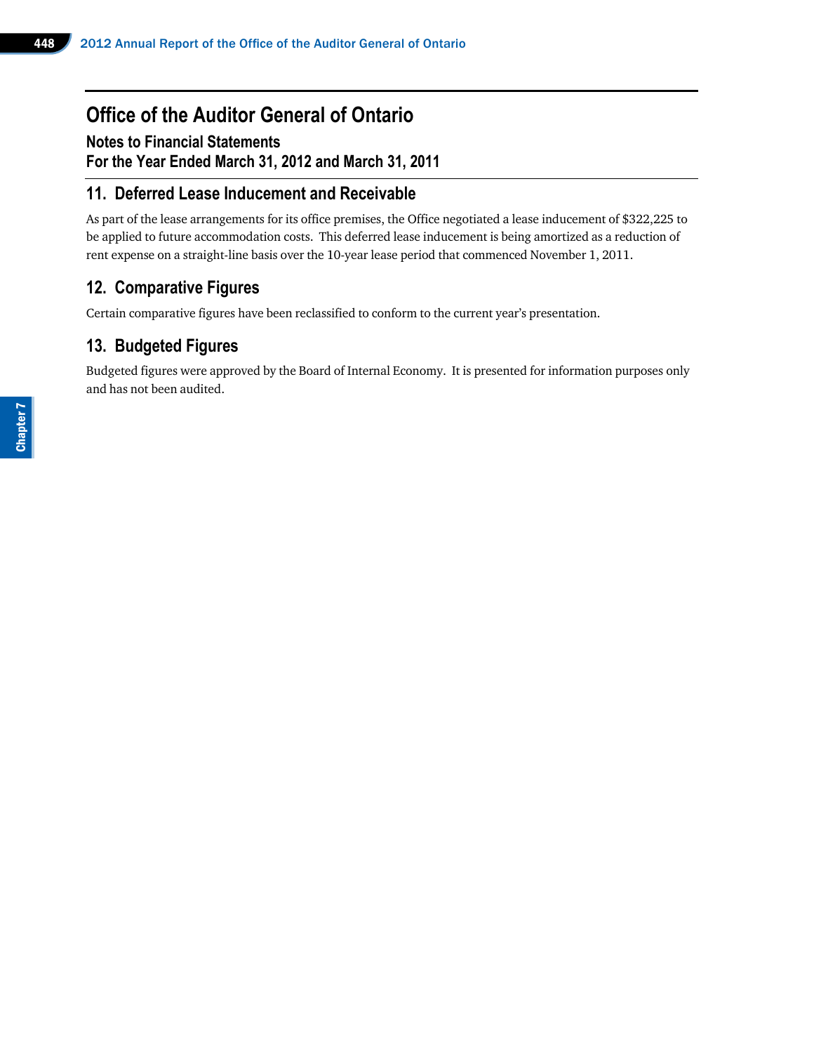# Office of the Auditor General of Ontario

## Notes to Financial Statements
## For the Year Ended March 31, 2012 and March 31, 2011

### 11. Deferred Lease Inducement and Receivable

As part of the lease arrangements for its office premises, the Office negotiated a lease inducement of $322,225 to be applied to future accommodation costs. This deferred lease inducement is being amortized as a reduction of rent expense on a straight-line basis over the 10-year lease period that commenced November 1, 2011.

### 12. Comparative Figures

Certain comparative figures have been reclassified to conform to the current year's presentation.

### 13. Budgeted Figures

Budgeted figures were approved by the Board of Internal Economy. It is presented for information purposes only and has not been audited.